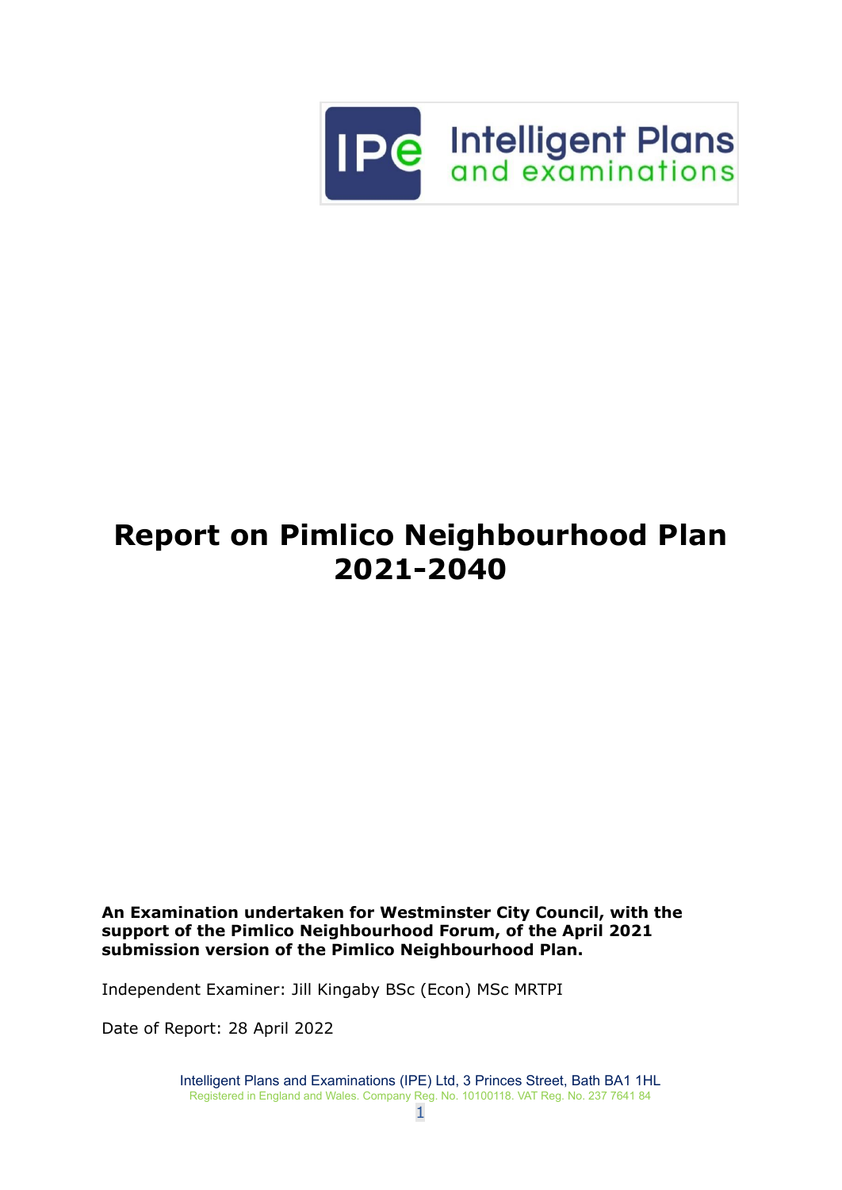IPe Intelligent Plans and examinations

# Report on Pimlico Neighbourhood Plan 2021-2040

**An Examination undertaken for Westminster City Council, with the support of the Pimlico Neighbourhood Forum, of the April 2021 submission version of the Pimlico Neighbourhood Plan.**

Independent Examiner: Jill Kingaby BSc (Econ) MSc MRTPI

Date of Report: 28 April 2022

Intelligent Plans and Examinations (IPE) Ltd, 3 Princes Street, Bath BA1 1HL
Registered in England and Wales. Company Reg. No. 10100118. VAT Reg. No. 237 7641 84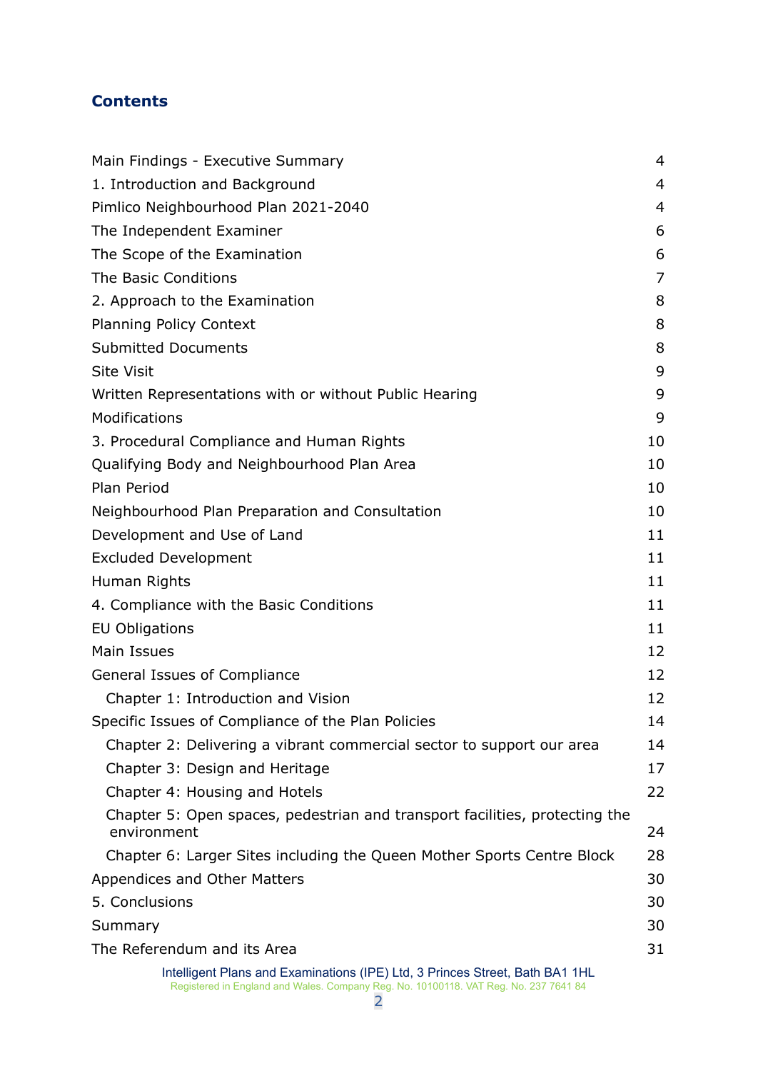## Contents

| | |
|---|---|
| Main Findings - Executive Summary | 4 |
| 1. Introduction and Background | 4 |
| Pimlico Neighbourhood Plan 2021-2040 | 4 |
| The Independent Examiner | 6 |
| The Scope of the Examination | 6 |
| The Basic Conditions | 7 |
| 2. Approach to the Examination | 8 |
| Planning Policy Context | 8 |
| Submitted Documents | 8 |
| Site Visit | 9 |
| Written Representations with or without Public Hearing | 9 |
| Modifications | 9 |
| 3. Procedural Compliance and Human Rights | 10 |
| Qualifying Body and Neighbourhood Plan Area | 10 |
| Plan Period | 10 |
| Neighbourhood Plan Preparation and Consultation | 10 |
| Development and Use of Land | 11 |
| Excluded Development | 11 |
| Human Rights | 11 |
| 4. Compliance with the Basic Conditions | 11 |
| EU Obligations | 11 |
| Main Issues | 12 |
| General Issues of Compliance | 12 |
| Chapter 1: Introduction and Vision | 12 |
| Specific Issues of Compliance of the Plan Policies | 14 |
| Chapter 2: Delivering a vibrant commercial sector to support our area | 14 |
| Chapter 3: Design and Heritage | 17 |
| Chapter 4: Housing and Hotels | 22 |
| Chapter 5: Open spaces, pedestrian and transport facilities, protecting the environment | 24 |
| Chapter 6: Larger Sites including the Queen Mother Sports Centre Block | 28 |
| Appendices and Other Matters | 30 |
| 5. Conclusions | 30 |
| Summary | 30 |
| The Referendum and its Area | 31 |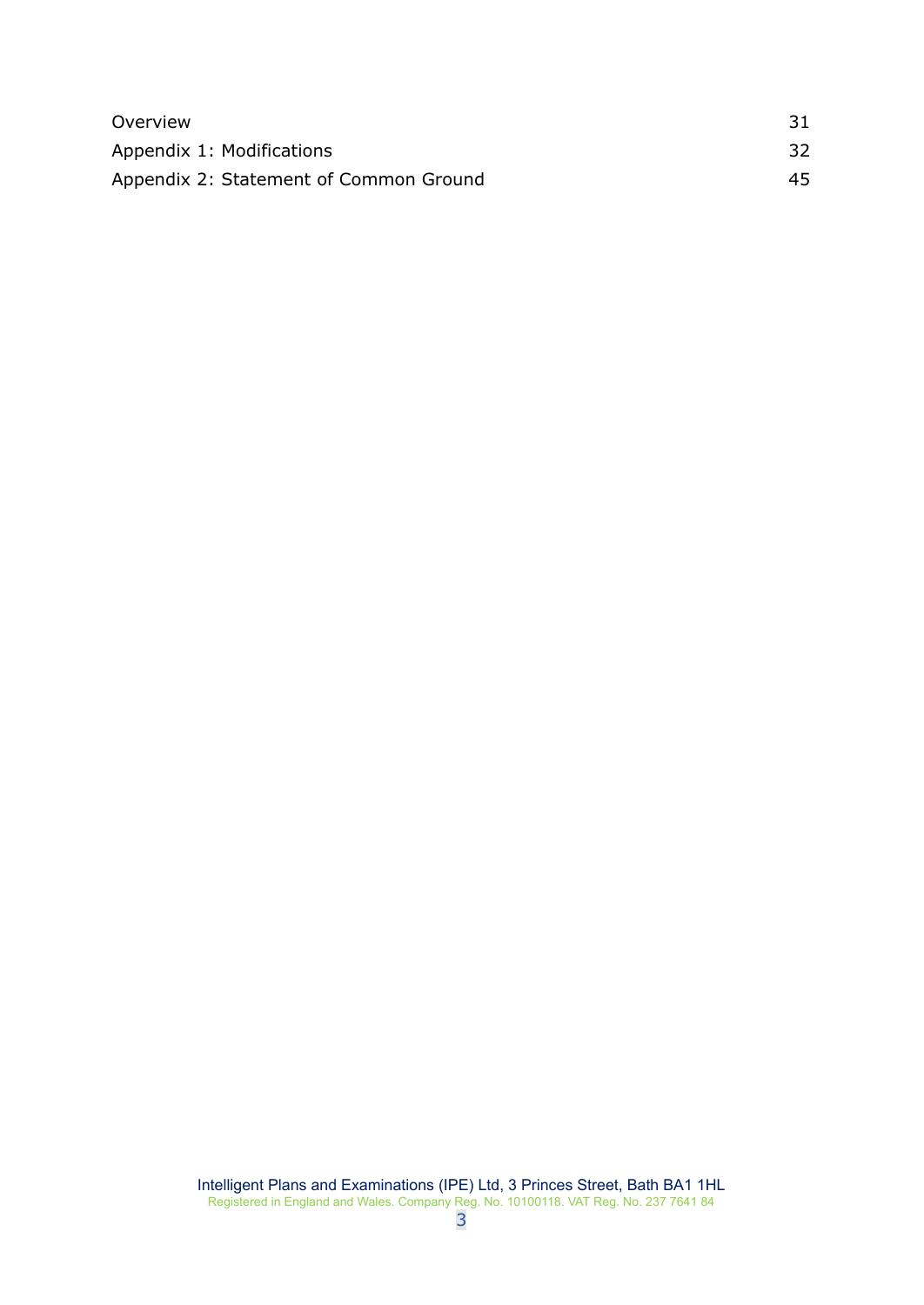| | |
|---|---|
| Overview | 31 |
| Appendix 1: Modifications | 32 |
| Appendix 2: Statement of Common Ground | 45 |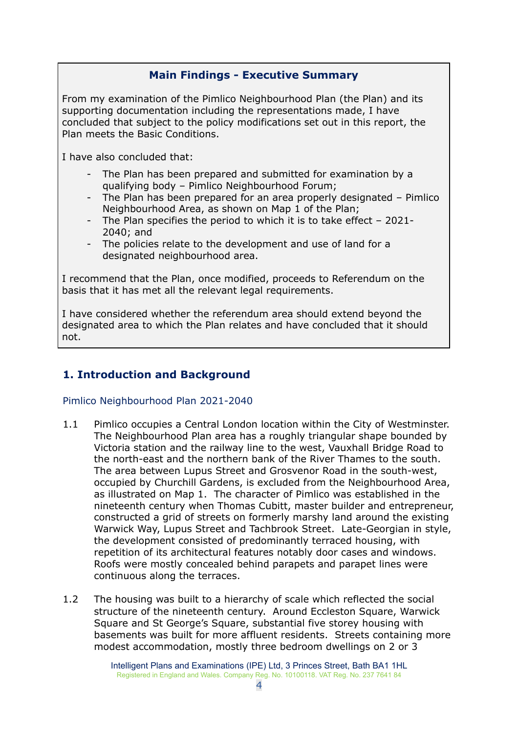**Main Findings - Executive Summary**

From my examination of the Pimlico Neighbourhood Plan (the Plan) and its supporting documentation including the representations made, I have concluded that subject to the policy modifications set out in this report, the Plan meets the Basic Conditions.

I have also concluded that:

- The Plan has been prepared and submitted for examination by a qualifying body – Pimlico Neighbourhood Forum;
- The Plan has been prepared for an area properly designated – Pimlico Neighbourhood Area, as shown on Map 1 of the Plan;
- The Plan specifies the period to which it is to take effect – 2021-2040; and
- The policies relate to the development and use of land for a designated neighbourhood area.

I recommend that the Plan, once modified, proceeds to Referendum on the basis that it has met all the relevant legal requirements.

I have considered whether the referendum area should extend beyond the designated area to which the Plan relates and have concluded that it should not.

## 1. Introduction and Background

### Pimlico Neighbourhood Plan 2021-2040

1.1 Pimlico occupies a Central London location within the City of Westminster. The Neighbourhood Plan area has a roughly triangular shape bounded by Victoria station and the railway line to the west, Vauxhall Bridge Road to the north-east and the northern bank of the River Thames to the south. The area between Lupus Street and Grosvenor Road in the south-west, occupied by Churchill Gardens, is excluded from the Neighbourhood Area, as illustrated on Map 1. The character of Pimlico was established in the nineteenth century when Thomas Cubitt, master builder and entrepreneur, constructed a grid of streets on formerly marshy land around the existing Warwick Way, Lupus Street and Tachbrook Street. Late-Georgian in style, the development consisted of predominantly terraced housing, with repetition of its architectural features notably door cases and windows. Roofs were mostly concealed behind parapets and parapet lines were continuous along the terraces.

1.2 The housing was built to a hierarchy of scale which reflected the social structure of the nineteenth century. Around Eccleston Square, Warwick Square and St George's Square, substantial five storey housing with basements was built for more affluent residents. Streets containing more modest accommodation, mostly three bedroom dwellings on 2 or 3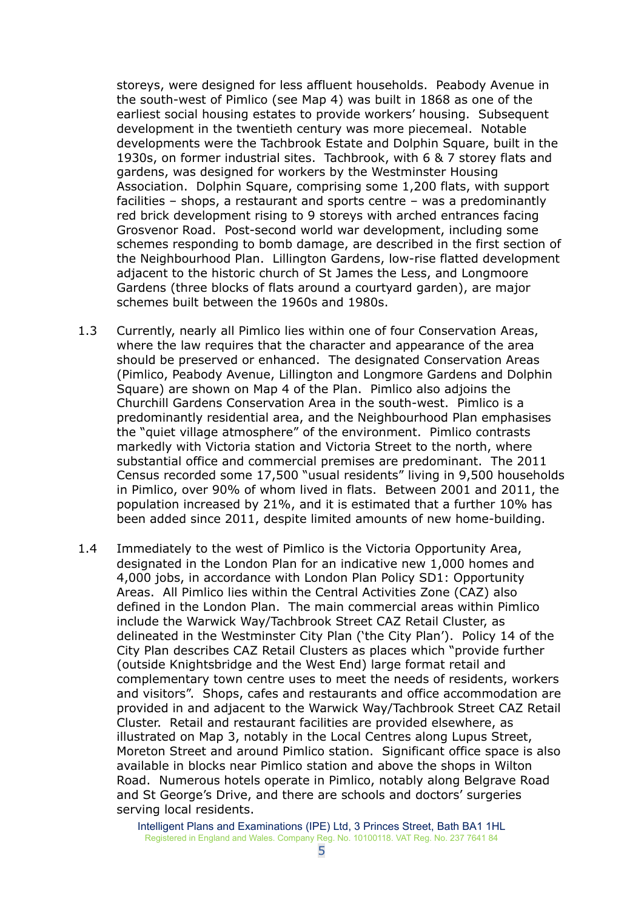storeys, were designed for less affluent households. Peabody Avenue in the south-west of Pimlico (see Map 4) was built in 1868 as one of the earliest social housing estates to provide workers' housing. Subsequent development in the twentieth century was more piecemeal. Notable developments were the Tachbrook Estate and Dolphin Square, built in the 1930s, on former industrial sites. Tachbrook, with 6 & 7 storey flats and gardens, was designed for workers by the Westminster Housing Association. Dolphin Square, comprising some 1,200 flats, with support facilities – shops, a restaurant and sports centre – was a predominantly red brick development rising to 9 storeys with arched entrances facing Grosvenor Road. Post-second world war development, including some schemes responding to bomb damage, are described in the first section of the Neighbourhood Plan. Lillington Gardens, low-rise flatted development adjacent to the historic church of St James the Less, and Longmoore Gardens (three blocks of flats around a courtyard garden), are major schemes built between the 1960s and 1980s.

1.3 Currently, nearly all Pimlico lies within one of four Conservation Areas, where the law requires that the character and appearance of the area should be preserved or enhanced. The designated Conservation Areas (Pimlico, Peabody Avenue, Lillington and Longmore Gardens and Dolphin Square) are shown on Map 4 of the Plan. Pimlico also adjoins the Churchill Gardens Conservation Area in the south-west. Pimlico is a predominantly residential area, and the Neighbourhood Plan emphasises the "quiet village atmosphere" of the environment. Pimlico contrasts markedly with Victoria station and Victoria Street to the north, where substantial office and commercial premises are predominant. The 2011 Census recorded some 17,500 "usual residents" living in 9,500 households in Pimlico, over 90% of whom lived in flats. Between 2001 and 2011, the population increased by 21%, and it is estimated that a further 10% has been added since 2011, despite limited amounts of new home-building.

1.4 Immediately to the west of Pimlico is the Victoria Opportunity Area, designated in the London Plan for an indicative new 1,000 homes and 4,000 jobs, in accordance with London Plan Policy SD1: Opportunity Areas. All Pimlico lies within the Central Activities Zone (CAZ) also defined in the London Plan. The main commercial areas within Pimlico include the Warwick Way/Tachbrook Street CAZ Retail Cluster, as delineated in the Westminster City Plan ('the City Plan'). Policy 14 of the City Plan describes CAZ Retail Clusters as places which "provide further (outside Knightsbridge and the West End) large format retail and complementary town centre uses to meet the needs of residents, workers and visitors". Shops, cafes and restaurants and office accommodation are provided in and adjacent to the Warwick Way/Tachbrook Street CAZ Retail Cluster. Retail and restaurant facilities are provided elsewhere, as illustrated on Map 3, notably in the Local Centres along Lupus Street, Moreton Street and around Pimlico station. Significant office space is also available in blocks near Pimlico station and above the shops in Wilton Road. Numerous hotels operate in Pimlico, notably along Belgrave Road and St George's Drive, and there are schools and doctors' surgeries serving local residents.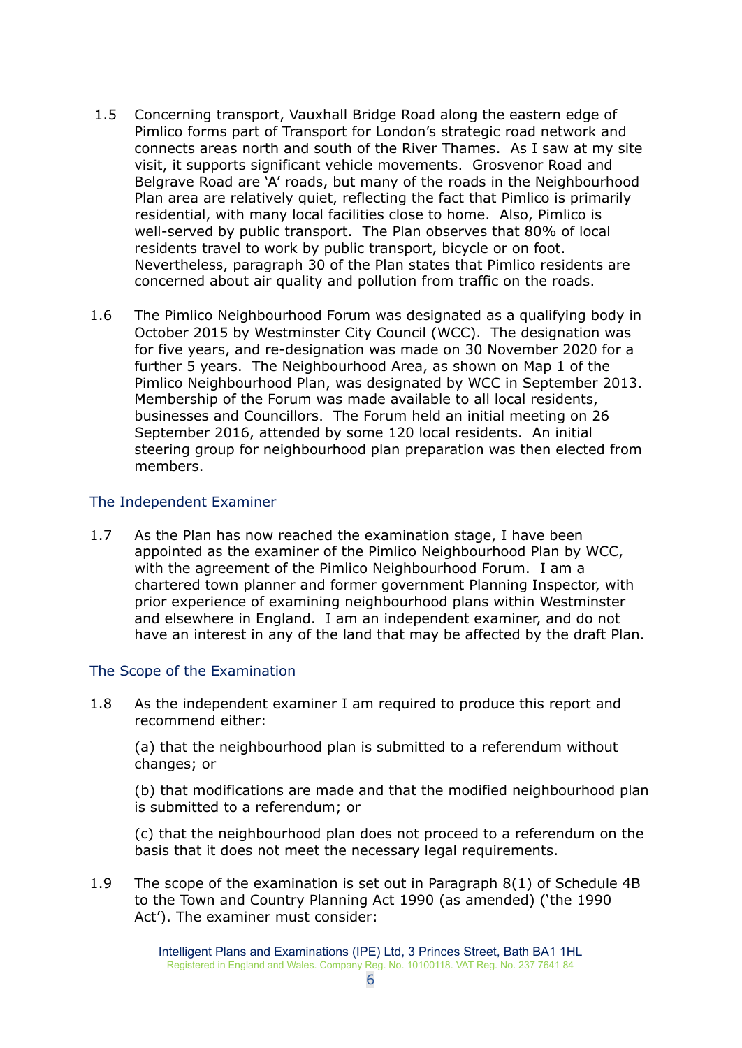1.5 Concerning transport, Vauxhall Bridge Road along the eastern edge of Pimlico forms part of Transport for London's strategic road network and connects areas north and south of the River Thames. As I saw at my site visit, it supports significant vehicle movements. Grosvenor Road and Belgrave Road are 'A' roads, but many of the roads in the Neighbourhood Plan area are relatively quiet, reflecting the fact that Pimlico is primarily residential, with many local facilities close to home. Also, Pimlico is well-served by public transport. The Plan observes that 80% of local residents travel to work by public transport, bicycle or on foot. Nevertheless, paragraph 30 of the Plan states that Pimlico residents are concerned about air quality and pollution from traffic on the roads.

1.6 The Pimlico Neighbourhood Forum was designated as a qualifying body in October 2015 by Westminster City Council (WCC). The designation was for five years, and re-designation was made on 30 November 2020 for a further 5 years. The Neighbourhood Area, as shown on Map 1 of the Pimlico Neighbourhood Plan, was designated by WCC in September 2013. Membership of the Forum was made available to all local residents, businesses and Councillors. The Forum held an initial meeting on 26 September 2016, attended by some 120 local residents. An initial steering group for neighbourhood plan preparation was then elected from members.

## The Independent Examiner

1.7 As the Plan has now reached the examination stage, I have been appointed as the examiner of the Pimlico Neighbourhood Plan by WCC, with the agreement of the Pimlico Neighbourhood Forum. I am a chartered town planner and former government Planning Inspector, with prior experience of examining neighbourhood plans within Westminster and elsewhere in England. I am an independent examiner, and do not have an interest in any of the land that may be affected by the draft Plan.

## The Scope of the Examination

1.8 As the independent examiner I am required to produce this report and recommend either:

(a) that the neighbourhood plan is submitted to a referendum without changes; or

(b) that modifications are made and that the modified neighbourhood plan is submitted to a referendum; or

(c) that the neighbourhood plan does not proceed to a referendum on the basis that it does not meet the necessary legal requirements.

1.9 The scope of the examination is set out in Paragraph 8(1) of Schedule 4B to the Town and Country Planning Act 1990 (as amended) ('the 1990 Act'). The examiner must consider: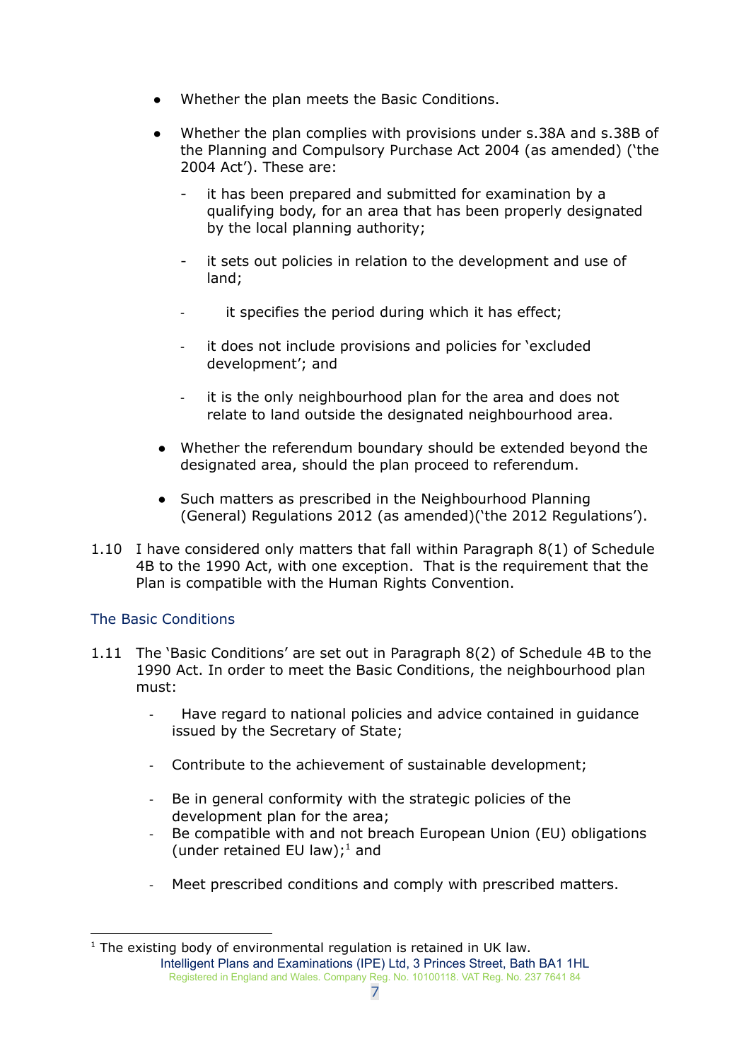- Whether the plan meets the Basic Conditions.
- Whether the plan complies with provisions under s.38A and s.38B of the Planning and Compulsory Purchase Act 2004 (as amended) ('the 2004 Act'). These are:
  - it has been prepared and submitted for examination by a qualifying body, for an area that has been properly designated by the local planning authority;
  - it sets out policies in relation to the development and use of land;
  - it specifies the period during which it has effect;
  - it does not include provisions and policies for 'excluded development'; and
  - it is the only neighbourhood plan for the area and does not relate to land outside the designated neighbourhood area.
- Whether the referendum boundary should be extended beyond the designated area, should the plan proceed to referendum.
- Such matters as prescribed in the Neighbourhood Planning (General) Regulations 2012 (as amended)('the 2012 Regulations').

1.10 I have considered only matters that fall within Paragraph 8(1) of Schedule 4B to the 1990 Act, with one exception. That is the requirement that the Plan is compatible with the Human Rights Convention.

## The Basic Conditions

1.11 The 'Basic Conditions' are set out in Paragraph 8(2) of Schedule 4B to the 1990 Act. In order to meet the Basic Conditions, the neighbourhood plan must:

- Have regard to national policies and advice contained in guidance issued by the Secretary of State;
- Contribute to the achievement of sustainable development;
- Be in general conformity with the strategic policies of the development plan for the area;
- Be compatible with and not breach European Union (EU) obligations (under retained EU law);[1] and
- Meet prescribed conditions and comply with prescribed matters.

[1] The existing body of environmental regulation is retained in UK law.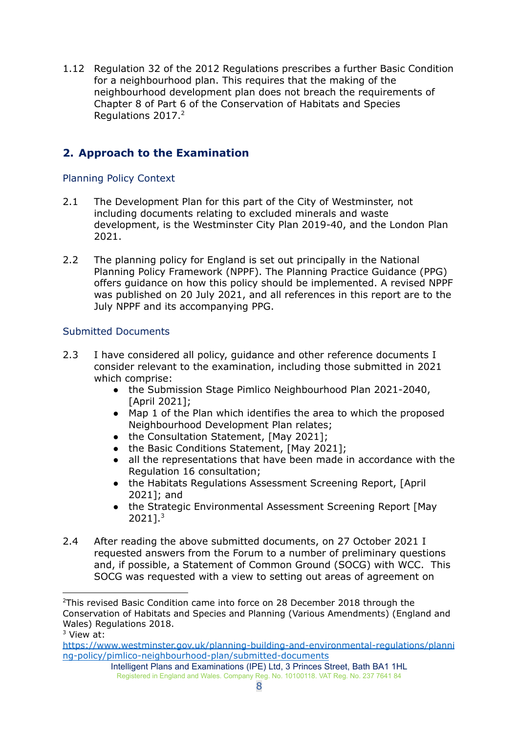1.12 Regulation 32 of the 2012 Regulations prescribes a further Basic Condition for a neighbourhood plan. This requires that the making of the neighbourhood development plan does not breach the requirements of Chapter 8 of Part 6 of the Conservation of Habitats and Species Regulations 2017.[2]

## 2. Approach to the Examination

### Planning Policy Context

2.1 The Development Plan for this part of the City of Westminster, not including documents relating to excluded minerals and waste development, is the Westminster City Plan 2019-40, and the London Plan 2021.

2.2 The planning policy for England is set out principally in the National Planning Policy Framework (NPPF). The Planning Practice Guidance (PPG) offers guidance on how this policy should be implemented. A revised NPPF was published on 20 July 2021, and all references in this report are to the July NPPF and its accompanying PPG.

### Submitted Documents

2.3 I have considered all policy, guidance and other reference documents I consider relevant to the examination, including those submitted in 2021 which comprise:

- the Submission Stage Pimlico Neighbourhood Plan 2021-2040, [April 2021];
- Map 1 of the Plan which identifies the area to which the proposed Neighbourhood Development Plan relates;
- the Consultation Statement, [May 2021];
- the Basic Conditions Statement, [May 2021];
- all the representations that have been made in accordance with the Regulation 16 consultation;
- the Habitats Regulations Assessment Screening Report, [April 2021]; and
- the Strategic Environmental Assessment Screening Report [May 2021].[3]

2.4 After reading the above submitted documents, on 27 October 2021 I requested answers from the Forum to a number of preliminary questions and, if possible, a Statement of Common Ground (SOCG) with WCC. This SOCG was requested with a view to setting out areas of agreement on

---

[2] This revised Basic Condition came into force on 28 December 2018 through the Conservation of Habitats and Species and Planning (Various Amendments) (England and Wales) Regulations 2018.

[3] View at: https://www.westminster.gov.uk/planning-building-and-environmental-regulations/planning-policy/pimlico-neighbourhood-plan/submitted-documents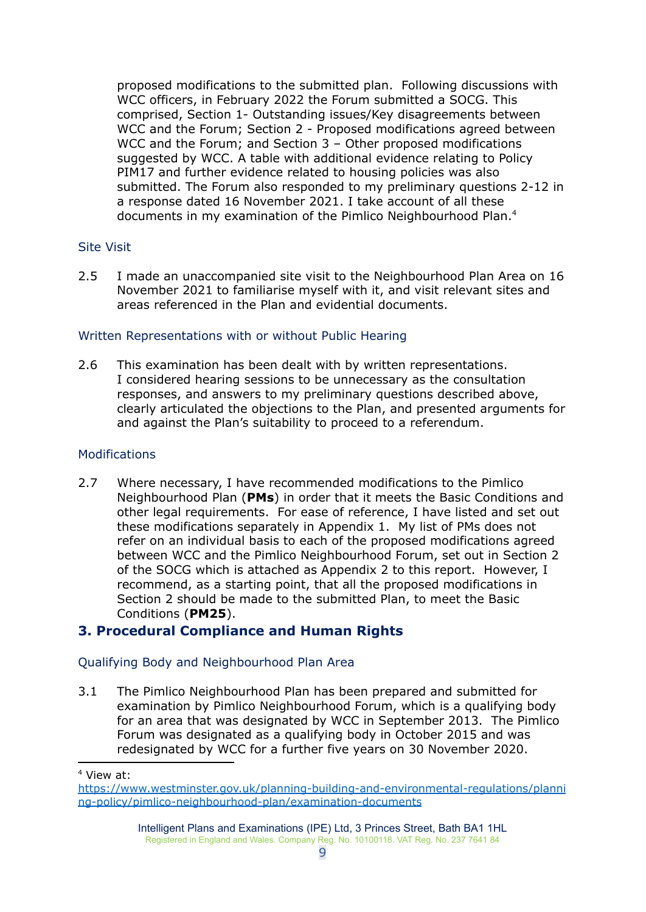proposed modifications to the submitted plan. Following discussions with WCC officers, in February 2022 the Forum submitted a SOCG. This comprised, Section 1- Outstanding issues/Key disagreements between WCC and the Forum; Section 2 - Proposed modifications agreed between WCC and the Forum; and Section 3 – Other proposed modifications suggested by WCC. A table with additional evidence relating to Policy PIM17 and further evidence related to housing policies was also submitted. The Forum also responded to my preliminary questions 2-12 in a response dated 16 November 2021. I take account of all these documents in my examination of the Pimlico Neighbourhood Plan.[4]

### Site Visit

2.5 I made an unaccompanied site visit to the Neighbourhood Plan Area on 16 November 2021 to familiarise myself with it, and visit relevant sites and areas referenced in the Plan and evidential documents.

### Written Representations with or without Public Hearing

2.6 This examination has been dealt with by written representations. I considered hearing sessions to be unnecessary as the consultation responses, and answers to my preliminary questions described above, clearly articulated the objections to the Plan, and presented arguments for and against the Plan's suitability to proceed to a referendum.

### Modifications

2.7 Where necessary, I have recommended modifications to the Pimlico Neighbourhood Plan (**PMs**) in order that it meets the Basic Conditions and other legal requirements. For ease of reference, I have listed and set out these modifications separately in Appendix 1. My list of PMs does not refer on an individual basis to each of the proposed modifications agreed between WCC and the Pimlico Neighbourhood Forum, set out in Section 2 of the SOCG which is attached as Appendix 2 to this report. However, I recommend, as a starting point, that all the proposed modifications in Section 2 should be made to the submitted Plan, to meet the Basic Conditions (**PM25**).

## 3. Procedural Compliance and Human Rights

### Qualifying Body and Neighbourhood Plan Area

3.1 The Pimlico Neighbourhood Plan has been prepared and submitted for examination by Pimlico Neighbourhood Forum, which is a qualifying body for an area that was designated by WCC in September 2013. The Pimlico Forum was designated as a qualifying body in October 2015 and was redesignated by WCC for a further five years on 30 November 2020.

[4] View at: https://www.westminster.gov.uk/planning-building-and-environmental-regulations/planning-policy/pimlico-neighbourhood-plan/examination-documents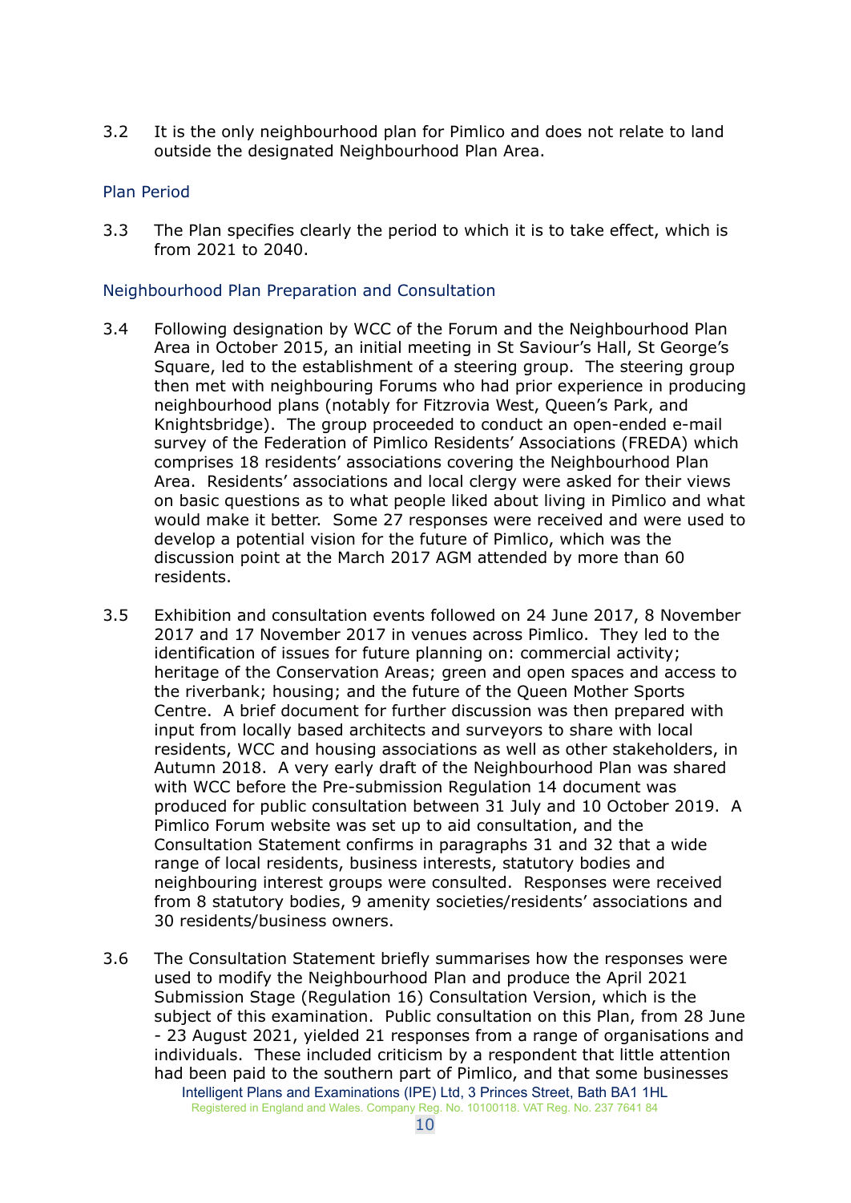3.2 It is the only neighbourhood plan for Pimlico and does not relate to land outside the designated Neighbourhood Plan Area.

### Plan Period

3.3 The Plan specifies clearly the period to which it is to take effect, which is from 2021 to 2040.

### Neighbourhood Plan Preparation and Consultation

3.4 Following designation by WCC of the Forum and the Neighbourhood Plan Area in October 2015, an initial meeting in St Saviour's Hall, St George's Square, led to the establishment of a steering group. The steering group then met with neighbouring Forums who had prior experience in producing neighbourhood plans (notably for Fitzrovia West, Queen's Park, and Knightsbridge). The group proceeded to conduct an open-ended e-mail survey of the Federation of Pimlico Residents' Associations (FREDA) which comprises 18 residents' associations covering the Neighbourhood Plan Area. Residents' associations and local clergy were asked for their views on basic questions as to what people liked about living in Pimlico and what would make it better. Some 27 responses were received and were used to develop a potential vision for the future of Pimlico, which was the discussion point at the March 2017 AGM attended by more than 60 residents.

3.5 Exhibition and consultation events followed on 24 June 2017, 8 November 2017 and 17 November 2017 in venues across Pimlico. They led to the identification of issues for future planning on: commercial activity; heritage of the Conservation Areas; green and open spaces and access to the riverbank; housing; and the future of the Queen Mother Sports Centre. A brief document for further discussion was then prepared with input from locally based architects and surveyors to share with local residents, WCC and housing associations as well as other stakeholders, in Autumn 2018. A very early draft of the Neighbourhood Plan was shared with WCC before the Pre-submission Regulation 14 document was produced for public consultation between 31 July and 10 October 2019. A Pimlico Forum website was set up to aid consultation, and the Consultation Statement confirms in paragraphs 31 and 32 that a wide range of local residents, business interests, statutory bodies and neighbouring interest groups were consulted. Responses were received from 8 statutory bodies, 9 amenity societies/residents' associations and 30 residents/business owners.

3.6 The Consultation Statement briefly summarises how the responses were used to modify the Neighbourhood Plan and produce the April 2021 Submission Stage (Regulation 16) Consultation Version, which is the subject of this examination. Public consultation on this Plan, from 28 June - 23 August 2021, yielded 21 responses from a range of organisations and individuals. These included criticism by a respondent that little attention had been paid to the southern part of Pimlico, and that some businesses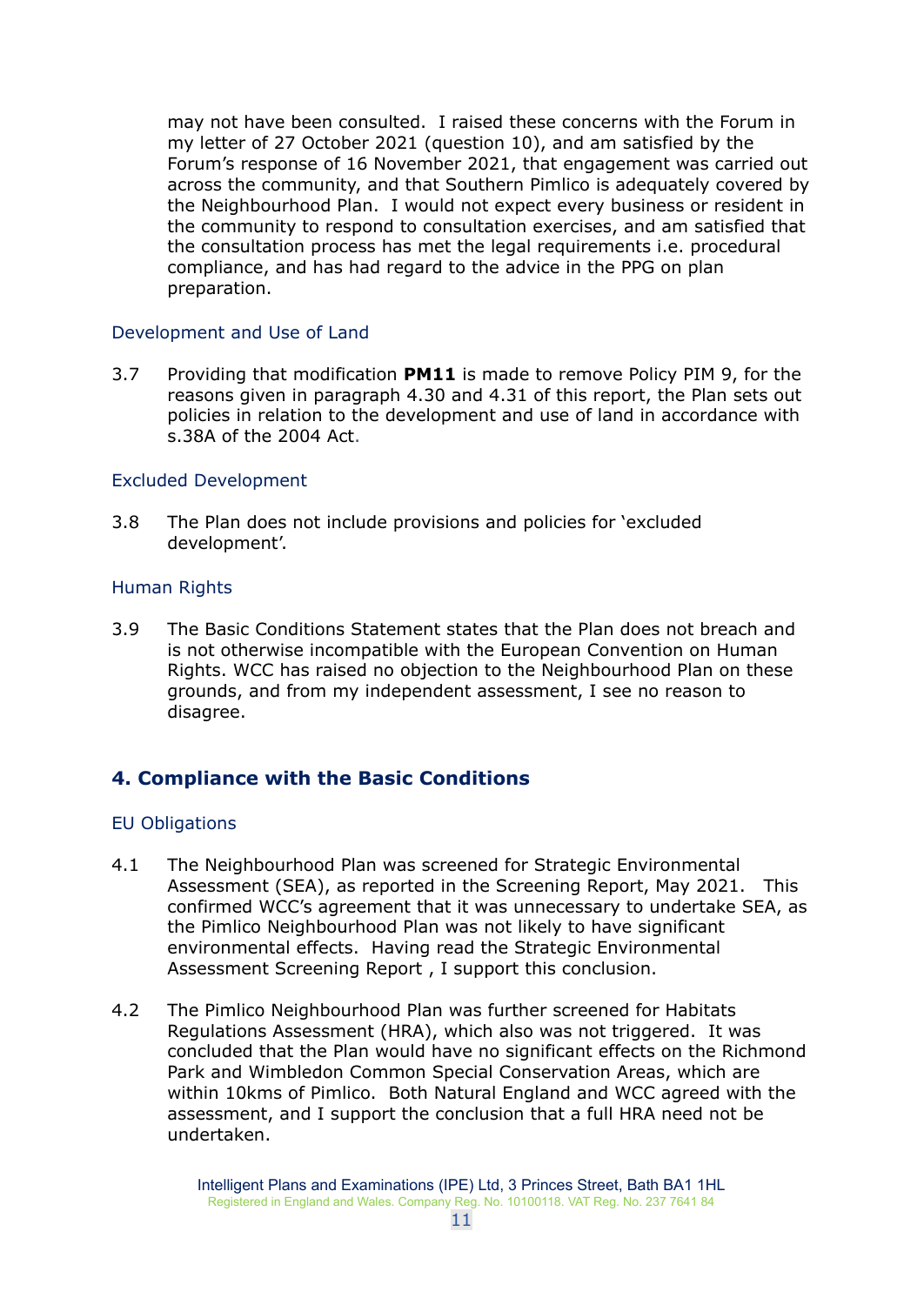may not have been consulted. I raised these concerns with the Forum in my letter of 27 October 2021 (question 10), and am satisfied by the Forum's response of 16 November 2021, that engagement was carried out across the community, and that Southern Pimlico is adequately covered by the Neighbourhood Plan. I would not expect every business or resident in the community to respond to consultation exercises, and am satisfied that the consultation process has met the legal requirements i.e. procedural compliance, and has had regard to the advice in the PPG on plan preparation.

### Development and Use of Land

3.7 Providing that modification **PM11** is made to remove Policy PIM 9, for the reasons given in paragraph 4.30 and 4.31 of this report, the Plan sets out policies in relation to the development and use of land in accordance with s.38A of the 2004 Act.

### Excluded Development

3.8 The Plan does not include provisions and policies for 'excluded development'.

### Human Rights

3.9 The Basic Conditions Statement states that the Plan does not breach and is not otherwise incompatible with the European Convention on Human Rights. WCC has raised no objection to the Neighbourhood Plan on these grounds, and from my independent assessment, I see no reason to disagree.

## 4. Compliance with the Basic Conditions

### EU Obligations

4.1 The Neighbourhood Plan was screened for Strategic Environmental Assessment (SEA), as reported in the Screening Report, May 2021. This confirmed WCC's agreement that it was unnecessary to undertake SEA, as the Pimlico Neighbourhood Plan was not likely to have significant environmental effects. Having read the Strategic Environmental Assessment Screening Report , I support this conclusion.

4.2 The Pimlico Neighbourhood Plan was further screened for Habitats Regulations Assessment (HRA), which also was not triggered. It was concluded that the Plan would have no significant effects on the Richmond Park and Wimbledon Common Special Conservation Areas, which are within 10kms of Pimlico. Both Natural England and WCC agreed with the assessment, and I support the conclusion that a full HRA need not be undertaken.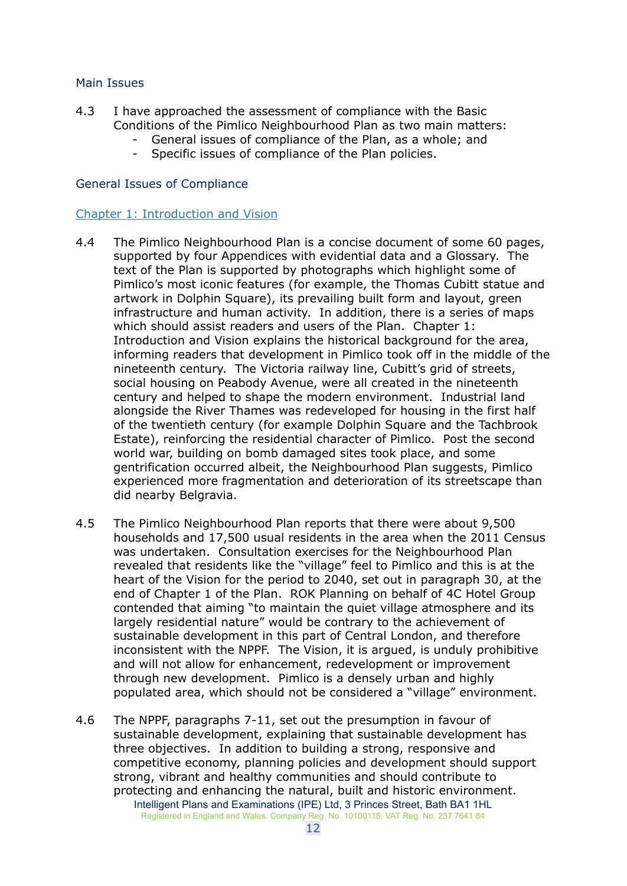## Main Issues

4.3 I have approached the assessment of compliance with the Basic Conditions of the Pimlico Neighbourhood Plan as two main matters:

- General issues of compliance of the Plan, as a whole; and
- Specific issues of compliance of the Plan policies.

## General Issues of Compliance

### Chapter 1: Introduction and Vision

4.4 The Pimlico Neighbourhood Plan is a concise document of some 60 pages, supported by four Appendices with evidential data and a Glossary. The text of the Plan is supported by photographs which highlight some of Pimlico's most iconic features (for example, the Thomas Cubitt statue and artwork in Dolphin Square), its prevailing built form and layout, green infrastructure and human activity. In addition, there is a series of maps which should assist readers and users of the Plan. Chapter 1: Introduction and Vision explains the historical background for the area, informing readers that development in Pimlico took off in the middle of the nineteenth century. The Victoria railway line, Cubitt's grid of streets, social housing on Peabody Avenue, were all created in the nineteenth century and helped to shape the modern environment. Industrial land alongside the River Thames was redeveloped for housing in the first half of the twentieth century (for example Dolphin Square and the Tachbrook Estate), reinforcing the residential character of Pimlico. Post the second world war, building on bomb damaged sites took place, and some gentrification occurred albeit, the Neighbourhood Plan suggests, Pimlico experienced more fragmentation and deterioration of its streetscape than did nearby Belgravia.

4.5 The Pimlico Neighbourhood Plan reports that there were about 9,500 households and 17,500 usual residents in the area when the 2011 Census was undertaken. Consultation exercises for the Neighbourhood Plan revealed that residents like the "village" feel to Pimlico and this is at the heart of the Vision for the period to 2040, set out in paragraph 30, at the end of Chapter 1 of the Plan. ROK Planning on behalf of 4C Hotel Group contended that aiming "to maintain the quiet village atmosphere and its largely residential nature" would be contrary to the achievement of sustainable development in this part of Central London, and therefore inconsistent with the NPPF. The Vision, it is argued, is unduly prohibitive and will not allow for enhancement, redevelopment or improvement through new development. Pimlico is a densely urban and highly populated area, which should not be considered a "village" environment.

4.6 The NPPF, paragraphs 7-11, set out the presumption in favour of sustainable development, explaining that sustainable development has three objectives. In addition to building a strong, responsive and competitive economy, planning policies and development should support strong, vibrant and healthy communities and should contribute to protecting and enhancing the natural, built and historic environment.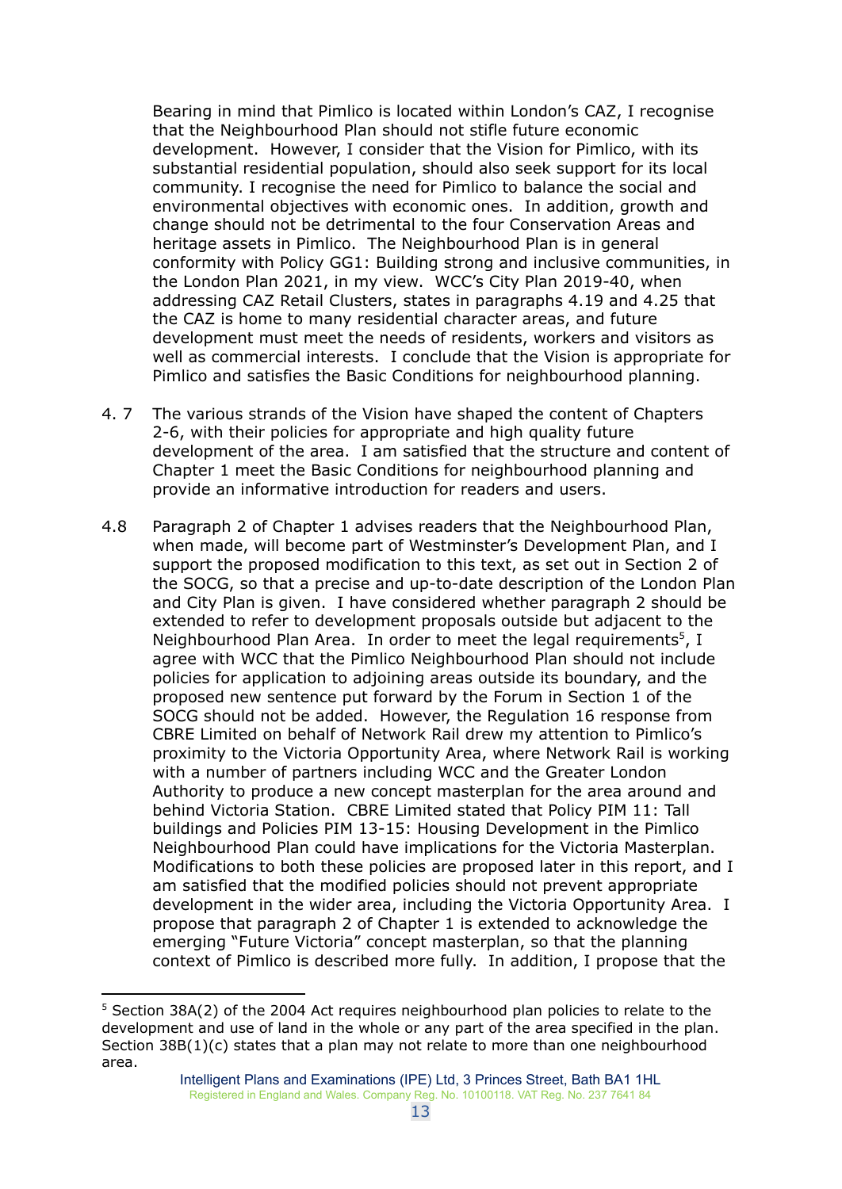Bearing in mind that Pimlico is located within London's CAZ, I recognise that the Neighbourhood Plan should not stifle future economic development. However, I consider that the Vision for Pimlico, with its substantial residential population, should also seek support for its local community. I recognise the need for Pimlico to balance the social and environmental objectives with economic ones. In addition, growth and change should not be detrimental to the four Conservation Areas and heritage assets in Pimlico. The Neighbourhood Plan is in general conformity with Policy GG1: Building strong and inclusive communities, in the London Plan 2021, in my view. WCC's City Plan 2019-40, when addressing CAZ Retail Clusters, states in paragraphs 4.19 and 4.25 that the CAZ is home to many residential character areas, and future development must meet the needs of residents, workers and visitors as well as commercial interests. I conclude that the Vision is appropriate for Pimlico and satisfies the Basic Conditions for neighbourhood planning.

4. 7 The various strands of the Vision have shaped the content of Chapters 2-6, with their policies for appropriate and high quality future development of the area. I am satisfied that the structure and content of Chapter 1 meet the Basic Conditions for neighbourhood planning and provide an informative introduction for readers and users.

4.8 Paragraph 2 of Chapter 1 advises readers that the Neighbourhood Plan, when made, will become part of Westminster's Development Plan, and I support the proposed modification to this text, as set out in Section 2 of the SOCG, so that a precise and up-to-date description of the London Plan and City Plan is given. I have considered whether paragraph 2 should be extended to refer to development proposals outside but adjacent to the Neighbourhood Plan Area. In order to meet the legal requirements[5], I agree with WCC that the Pimlico Neighbourhood Plan should not include policies for application to adjoining areas outside its boundary, and the proposed new sentence put forward by the Forum in Section 1 of the SOCG should not be added. However, the Regulation 16 response from CBRE Limited on behalf of Network Rail drew my attention to Pimlico's proximity to the Victoria Opportunity Area, where Network Rail is working with a number of partners including WCC and the Greater London Authority to produce a new concept masterplan for the area around and behind Victoria Station. CBRE Limited stated that Policy PIM 11: Tall buildings and Policies PIM 13-15: Housing Development in the Pimlico Neighbourhood Plan could have implications for the Victoria Masterplan. Modifications to both these policies are proposed later in this report, and I am satisfied that the modified policies should not prevent appropriate development in the wider area, including the Victoria Opportunity Area. I propose that paragraph 2 of Chapter 1 is extended to acknowledge the emerging "Future Victoria" concept masterplan, so that the planning context of Pimlico is described more fully. In addition, I propose that the

[5] Section 38A(2) of the 2004 Act requires neighbourhood plan policies to relate to the development and use of land in the whole or any part of the area specified in the plan. Section 38B(1)(c) states that a plan may not relate to more than one neighbourhood area.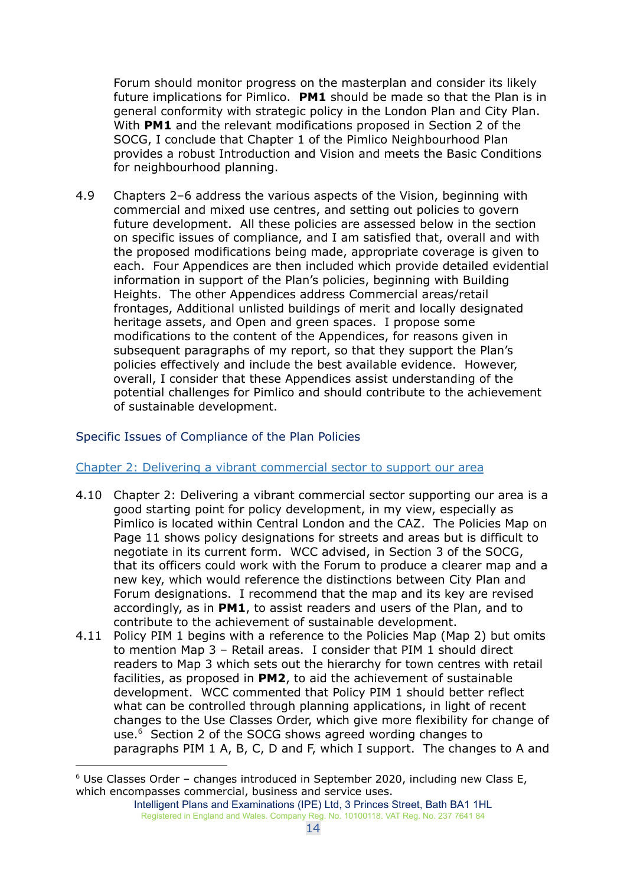Forum should monitor progress on the masterplan and consider its likely future implications for Pimlico. **PM1** should be made so that the Plan is in general conformity with strategic policy in the London Plan and City Plan. With **PM1** and the relevant modifications proposed in Section 2 of the SOCG, I conclude that Chapter 1 of the Pimlico Neighbourhood Plan provides a robust Introduction and Vision and meets the Basic Conditions for neighbourhood planning.

4.9 Chapters 2–6 address the various aspects of the Vision, beginning with commercial and mixed use centres, and setting out policies to govern future development. All these policies are assessed below in the section on specific issues of compliance, and I am satisfied that, overall and with the proposed modifications being made, appropriate coverage is given to each. Four Appendices are then included which provide detailed evidential information in support of the Plan's policies, beginning with Building Heights. The other Appendices address Commercial areas/retail frontages, Additional unlisted buildings of merit and locally designated heritage assets, and Open and green spaces. I propose some modifications to the content of the Appendices, for reasons given in subsequent paragraphs of my report, so that they support the Plan's policies effectively and include the best available evidence. However, overall, I consider that these Appendices assist understanding of the potential challenges for Pimlico and should contribute to the achievement of sustainable development.

## Specific Issues of Compliance of the Plan Policies

### Chapter 2: Delivering a vibrant commercial sector to support our area

4.10 Chapter 2: Delivering a vibrant commercial sector supporting our area is a good starting point for policy development, in my view, especially as Pimlico is located within Central London and the CAZ. The Policies Map on Page 11 shows policy designations for streets and areas but is difficult to negotiate in its current form. WCC advised, in Section 3 of the SOCG, that its officers could work with the Forum to produce a clearer map and a new key, which would reference the distinctions between City Plan and Forum designations. I recommend that the map and its key are revised accordingly, as in **PM1**, to assist readers and users of the Plan, and to contribute to the achievement of sustainable development.

4.11 Policy PIM 1 begins with a reference to the Policies Map (Map 2) but omits to mention Map 3 – Retail areas. I consider that PIM 1 should direct readers to Map 3 which sets out the hierarchy for town centres with retail facilities, as proposed in **PM2**, to aid the achievement of sustainable development. WCC commented that Policy PIM 1 should better reflect what can be controlled through planning applications, in light of recent changes to the Use Classes Order, which give more flexibility for change of use.[6] Section 2 of the SOCG shows agreed wording changes to paragraphs PIM 1 A, B, C, D and F, which I support. The changes to A and

[6] Use Classes Order – changes introduced in September 2020, including new Class E, which encompasses commercial, business and service uses.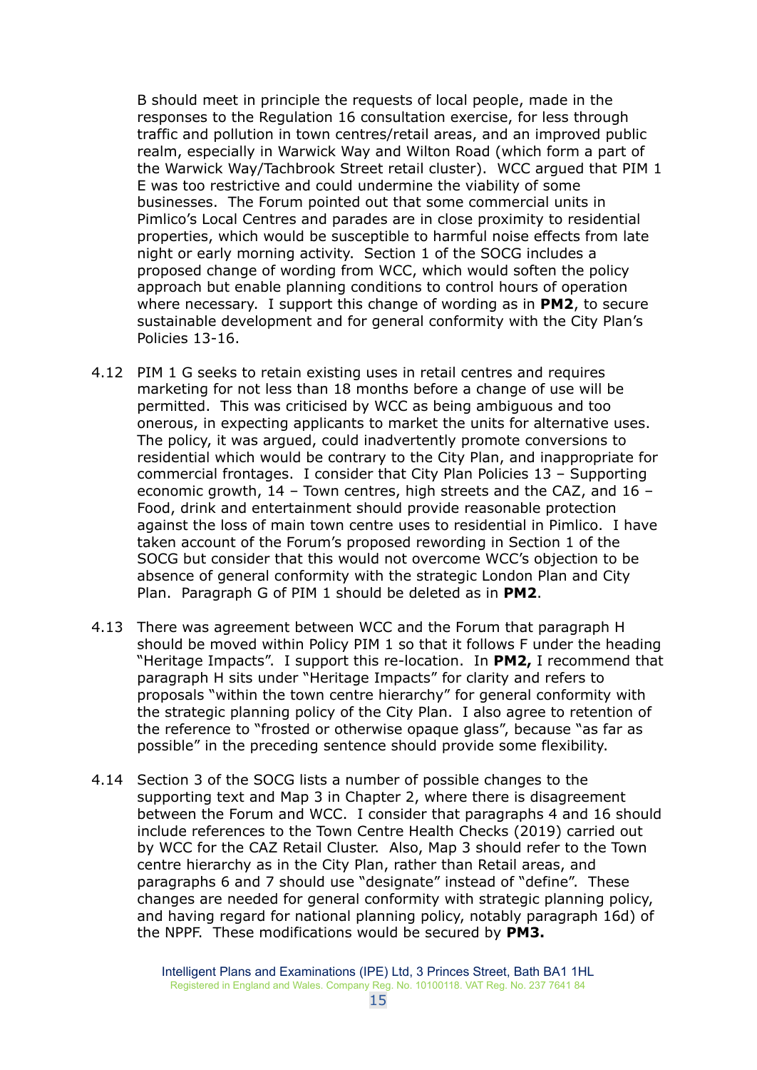B should meet in principle the requests of local people, made in the responses to the Regulation 16 consultation exercise, for less through traffic and pollution in town centres/retail areas, and an improved public realm, especially in Warwick Way and Wilton Road (which form a part of the Warwick Way/Tachbrook Street retail cluster). WCC argued that PIM 1 E was too restrictive and could undermine the viability of some businesses. The Forum pointed out that some commercial units in Pimlico's Local Centres and parades are in close proximity to residential properties, which would be susceptible to harmful noise effects from late night or early morning activity. Section 1 of the SOCG includes a proposed change of wording from WCC, which would soften the policy approach but enable planning conditions to control hours of operation where necessary. I support this change of wording as in **PM2**, to secure sustainable development and for general conformity with the City Plan's Policies 13-16.

4.12 PIM 1 G seeks to retain existing uses in retail centres and requires marketing for not less than 18 months before a change of use will be permitted. This was criticised by WCC as being ambiguous and too onerous, in expecting applicants to market the units for alternative uses. The policy, it was argued, could inadvertently promote conversions to residential which would be contrary to the City Plan, and inappropriate for commercial frontages. I consider that City Plan Policies 13 – Supporting economic growth, 14 – Town centres, high streets and the CAZ, and 16 – Food, drink and entertainment should provide reasonable protection against the loss of main town centre uses to residential in Pimlico. I have taken account of the Forum's proposed rewording in Section 1 of the SOCG but consider that this would not overcome WCC's objection to be absence of general conformity with the strategic London Plan and City Plan. Paragraph G of PIM 1 should be deleted as in **PM2**.

4.13 There was agreement between WCC and the Forum that paragraph H should be moved within Policy PIM 1 so that it follows F under the heading "Heritage Impacts". I support this re-location. In **PM2,** I recommend that paragraph H sits under "Heritage Impacts" for clarity and refers to proposals "within the town centre hierarchy" for general conformity with the strategic planning policy of the City Plan. I also agree to retention of the reference to "frosted or otherwise opaque glass", because "as far as possible" in the preceding sentence should provide some flexibility.

4.14 Section 3 of the SOCG lists a number of possible changes to the supporting text and Map 3 in Chapter 2, where there is disagreement between the Forum and WCC. I consider that paragraphs 4 and 16 should include references to the Town Centre Health Checks (2019) carried out by WCC for the CAZ Retail Cluster. Also, Map 3 should refer to the Town centre hierarchy as in the City Plan, rather than Retail areas, and paragraphs 6 and 7 should use "designate" instead of "define". These changes are needed for general conformity with strategic planning policy, and having regard for national planning policy, notably paragraph 16d) of the NPPF. These modifications would be secured by **PM3.**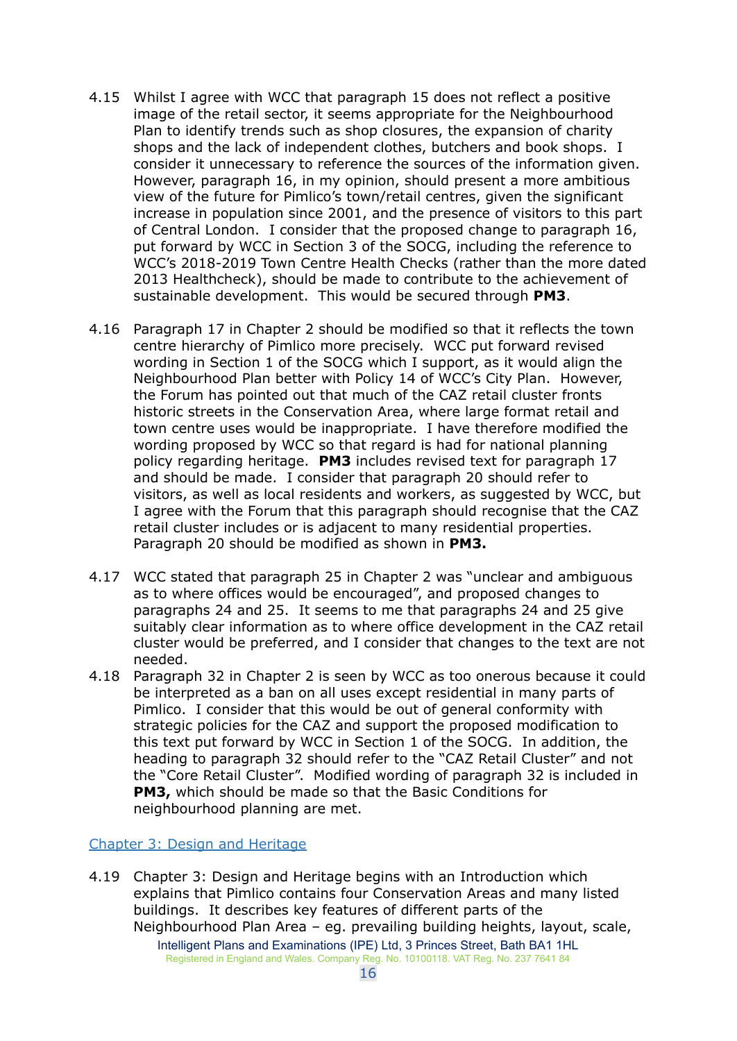4.15 Whilst I agree with WCC that paragraph 15 does not reflect a positive image of the retail sector, it seems appropriate for the Neighbourhood Plan to identify trends such as shop closures, the expansion of charity shops and the lack of independent clothes, butchers and book shops. I consider it unnecessary to reference the sources of the information given. However, paragraph 16, in my opinion, should present a more ambitious view of the future for Pimlico's town/retail centres, given the significant increase in population since 2001, and the presence of visitors to this part of Central London. I consider that the proposed change to paragraph 16, put forward by WCC in Section 3 of the SOCG, including the reference to WCC's 2018-2019 Town Centre Health Checks (rather than the more dated 2013 Healthcheck), should be made to contribute to the achievement of sustainable development. This would be secured through **PM3**.

4.16 Paragraph 17 in Chapter 2 should be modified so that it reflects the town centre hierarchy of Pimlico more precisely. WCC put forward revised wording in Section 1 of the SOCG which I support, as it would align the Neighbourhood Plan better with Policy 14 of WCC's City Plan. However, the Forum has pointed out that much of the CAZ retail cluster fronts historic streets in the Conservation Area, where large format retail and town centre uses would be inappropriate. I have therefore modified the wording proposed by WCC so that regard is had for national planning policy regarding heritage. **PM3** includes revised text for paragraph 17 and should be made. I consider that paragraph 20 should refer to visitors, as well as local residents and workers, as suggested by WCC, but I agree with the Forum that this paragraph should recognise that the CAZ retail cluster includes or is adjacent to many residential properties. Paragraph 20 should be modified as shown in **PM3.**

4.17 WCC stated that paragraph 25 in Chapter 2 was "unclear and ambiguous as to where offices would be encouraged", and proposed changes to paragraphs 24 and 25. It seems to me that paragraphs 24 and 25 give suitably clear information as to where office development in the CAZ retail cluster would be preferred, and I consider that changes to the text are not needed.

4.18 Paragraph 32 in Chapter 2 is seen by WCC as too onerous because it could be interpreted as a ban on all uses except residential in many parts of Pimlico. I consider that this would be out of general conformity with strategic policies for the CAZ and support the proposed modification to this text put forward by WCC in Section 1 of the SOCG. In addition, the heading to paragraph 32 should refer to the "CAZ Retail Cluster" and not the "Core Retail Cluster". Modified wording of paragraph 32 is included in **PM3,** which should be made so that the Basic Conditions for neighbourhood planning are met.

### Chapter 3: Design and Heritage

4.19 Chapter 3: Design and Heritage begins with an Introduction which explains that Pimlico contains four Conservation Areas and many listed buildings. It describes key features of different parts of the Neighbourhood Plan Area – eg. prevailing building heights, layout, scale,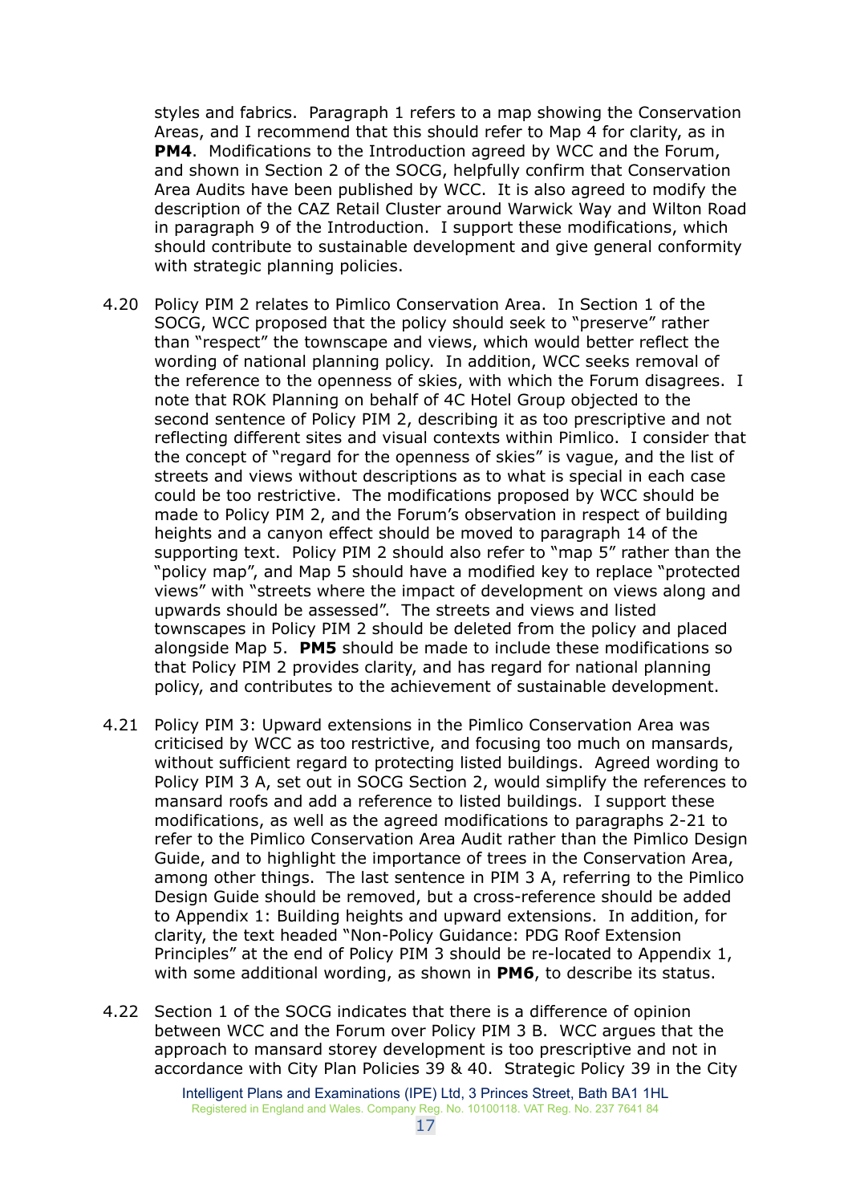styles and fabrics. Paragraph 1 refers to a map showing the Conservation Areas, and I recommend that this should refer to Map 4 for clarity, as in **PM4**. Modifications to the Introduction agreed by WCC and the Forum, and shown in Section 2 of the SOCG, helpfully confirm that Conservation Area Audits have been published by WCC. It is also agreed to modify the description of the CAZ Retail Cluster around Warwick Way and Wilton Road in paragraph 9 of the Introduction. I support these modifications, which should contribute to sustainable development and give general conformity with strategic planning policies.

4.20 Policy PIM 2 relates to Pimlico Conservation Area. In Section 1 of the SOCG, WCC proposed that the policy should seek to "preserve" rather than "respect" the townscape and views, which would better reflect the wording of national planning policy. In addition, WCC seeks removal of the reference to the openness of skies, with which the Forum disagrees. I note that ROK Planning on behalf of 4C Hotel Group objected to the second sentence of Policy PIM 2, describing it as too prescriptive and not reflecting different sites and visual contexts within Pimlico. I consider that the concept of "regard for the openness of skies" is vague, and the list of streets and views without descriptions as to what is special in each case could be too restrictive. The modifications proposed by WCC should be made to Policy PIM 2, and the Forum's observation in respect of building heights and a canyon effect should be moved to paragraph 14 of the supporting text. Policy PIM 2 should also refer to "map 5" rather than the "policy map", and Map 5 should have a modified key to replace "protected views" with "streets where the impact of development on views along and upwards should be assessed". The streets and views and listed townscapes in Policy PIM 2 should be deleted from the policy and placed alongside Map 5. **PM5** should be made to include these modifications so that Policy PIM 2 provides clarity, and has regard for national planning policy, and contributes to the achievement of sustainable development.

4.21 Policy PIM 3: Upward extensions in the Pimlico Conservation Area was criticised by WCC as too restrictive, and focusing too much on mansards, without sufficient regard to protecting listed buildings. Agreed wording to Policy PIM 3 A, set out in SOCG Section 2, would simplify the references to mansard roofs and add a reference to listed buildings. I support these modifications, as well as the agreed modifications to paragraphs 2-21 to refer to the Pimlico Conservation Area Audit rather than the Pimlico Design Guide, and to highlight the importance of trees in the Conservation Area, among other things. The last sentence in PIM 3 A, referring to the Pimlico Design Guide should be removed, but a cross-reference should be added to Appendix 1: Building heights and upward extensions. In addition, for clarity, the text headed "Non-Policy Guidance: PDG Roof Extension Principles" at the end of Policy PIM 3 should be re-located to Appendix 1, with some additional wording, as shown in **PM6**, to describe its status.

4.22 Section 1 of the SOCG indicates that there is a difference of opinion between WCC and the Forum over Policy PIM 3 B. WCC argues that the approach to mansard storey development is too prescriptive and not in accordance with City Plan Policies 39 & 40. Strategic Policy 39 in the City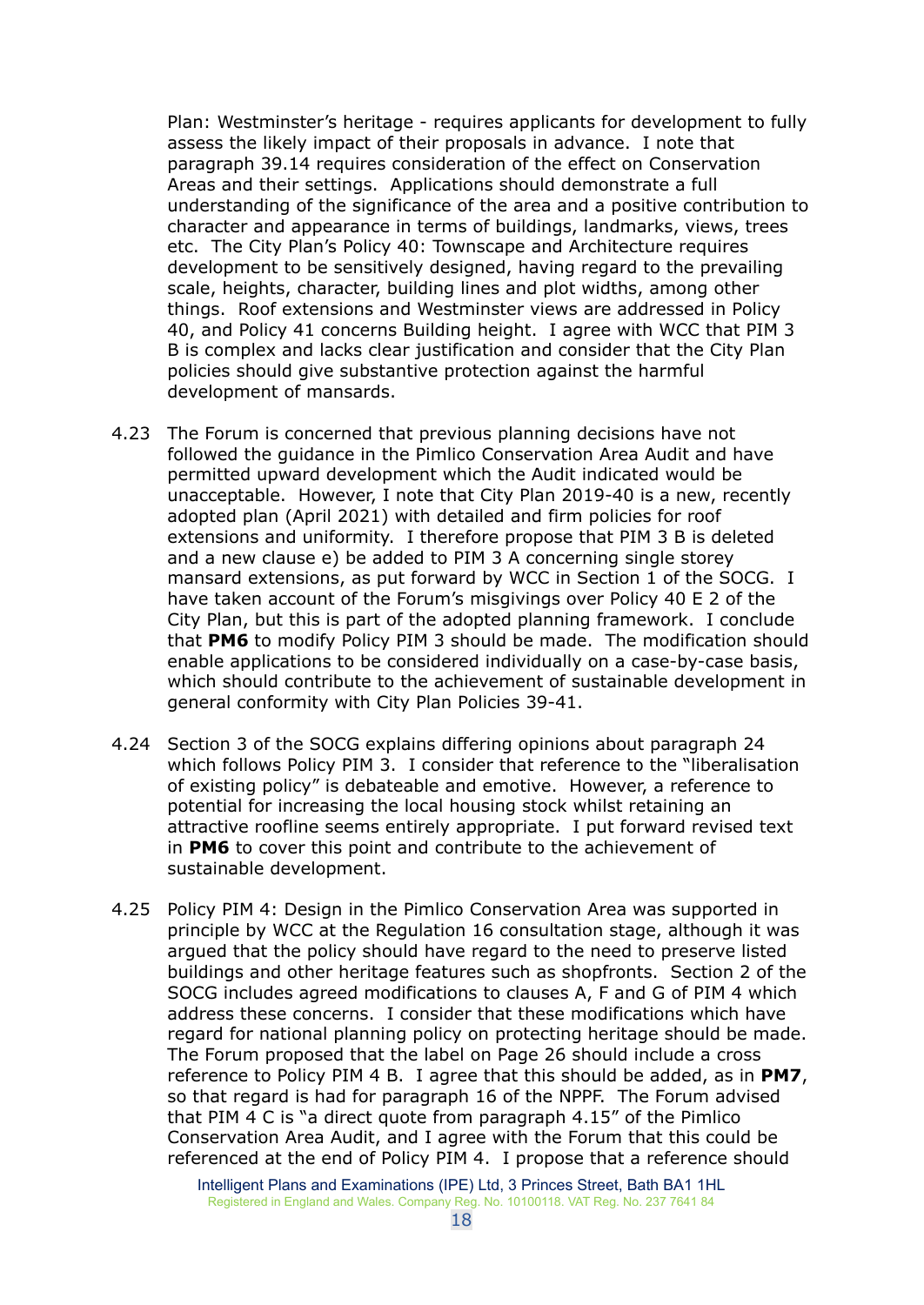Plan: Westminster's heritage - requires applicants for development to fully assess the likely impact of their proposals in advance. I note that paragraph 39.14 requires consideration of the effect on Conservation Areas and their settings. Applications should demonstrate a full understanding of the significance of the area and a positive contribution to character and appearance in terms of buildings, landmarks, views, trees etc. The City Plan's Policy 40: Townscape and Architecture requires development to be sensitively designed, having regard to the prevailing scale, heights, character, building lines and plot widths, among other things. Roof extensions and Westminster views are addressed in Policy 40, and Policy 41 concerns Building height. I agree with WCC that PIM 3 B is complex and lacks clear justification and consider that the City Plan policies should give substantive protection against the harmful development of mansards.

4.23 The Forum is concerned that previous planning decisions have not followed the guidance in the Pimlico Conservation Area Audit and have permitted upward development which the Audit indicated would be unacceptable. However, I note that City Plan 2019-40 is a new, recently adopted plan (April 2021) with detailed and firm policies for roof extensions and uniformity. I therefore propose that PIM 3 B is deleted and a new clause e) be added to PIM 3 A concerning single storey mansard extensions, as put forward by WCC in Section 1 of the SOCG. I have taken account of the Forum's misgivings over Policy 40 E 2 of the City Plan, but this is part of the adopted planning framework. I conclude that **PM6** to modify Policy PIM 3 should be made. The modification should enable applications to be considered individually on a case-by-case basis, which should contribute to the achievement of sustainable development in general conformity with City Plan Policies 39-41.

4.24 Section 3 of the SOCG explains differing opinions about paragraph 24 which follows Policy PIM 3. I consider that reference to the "liberalisation of existing policy" is debateable and emotive. However, a reference to potential for increasing the local housing stock whilst retaining an attractive roofline seems entirely appropriate. I put forward revised text in **PM6** to cover this point and contribute to the achievement of sustainable development.

4.25 Policy PIM 4: Design in the Pimlico Conservation Area was supported in principle by WCC at the Regulation 16 consultation stage, although it was argued that the policy should have regard to the need to preserve listed buildings and other heritage features such as shopfronts. Section 2 of the SOCG includes agreed modifications to clauses A, F and G of PIM 4 which address these concerns. I consider that these modifications which have regard for national planning policy on protecting heritage should be made. The Forum proposed that the label on Page 26 should include a cross reference to Policy PIM 4 B. I agree that this should be added, as in **PM7**, so that regard is had for paragraph 16 of the NPPF. The Forum advised that PIM 4 C is "a direct quote from paragraph 4.15" of the Pimlico Conservation Area Audit, and I agree with the Forum that this could be referenced at the end of Policy PIM 4. I propose that a reference should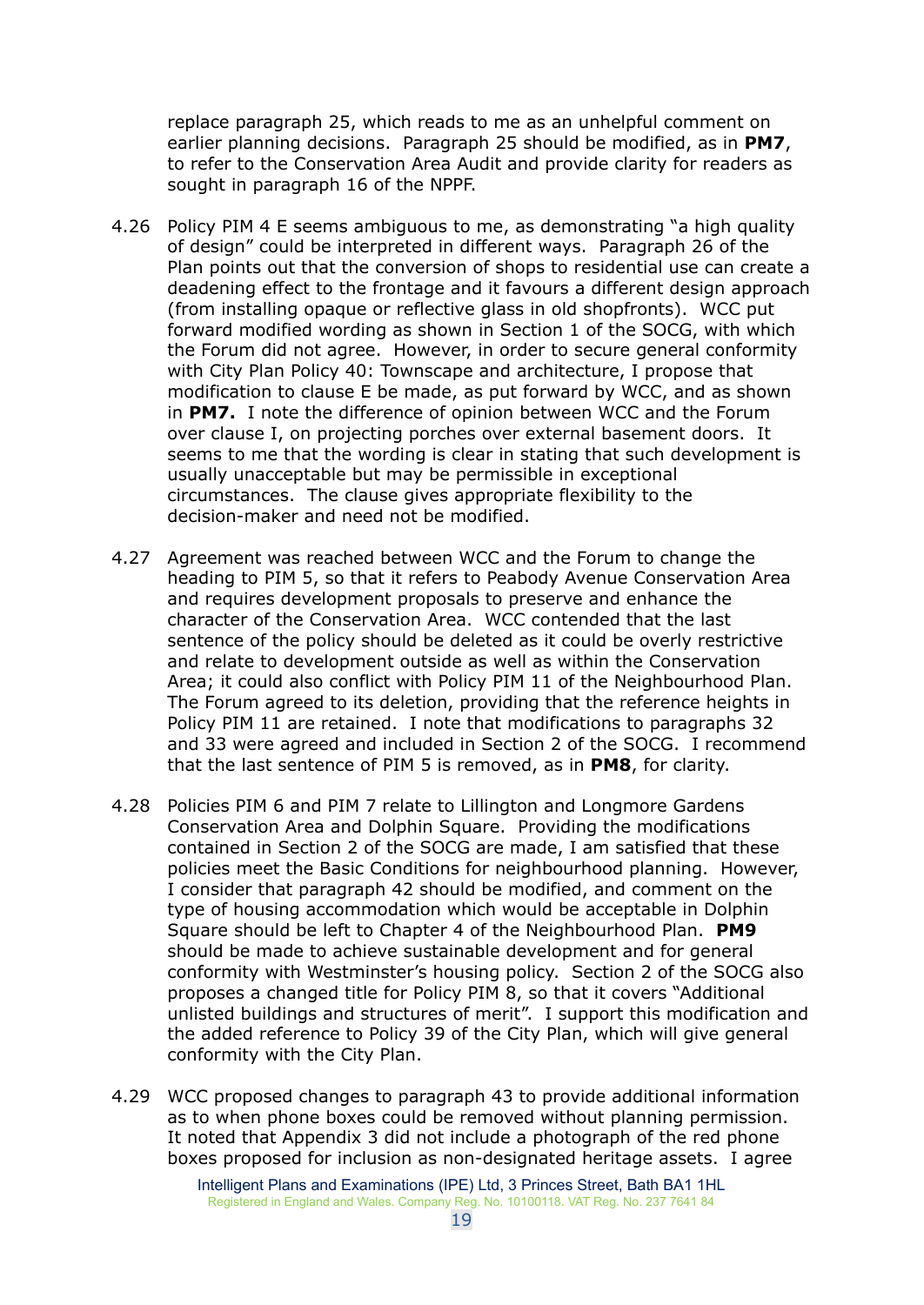replace paragraph 25, which reads to me as an unhelpful comment on earlier planning decisions. Paragraph 25 should be modified, as in **PM7**, to refer to the Conservation Area Audit and provide clarity for readers as sought in paragraph 16 of the NPPF.

4.26 Policy PIM 4 E seems ambiguous to me, as demonstrating "a high quality of design" could be interpreted in different ways. Paragraph 26 of the Plan points out that the conversion of shops to residential use can create a deadening effect to the frontage and it favours a different design approach (from installing opaque or reflective glass in old shopfronts). WCC put forward modified wording as shown in Section 1 of the SOCG, with which the Forum did not agree. However, in order to secure general conformity with City Plan Policy 40: Townscape and architecture, I propose that modification to clause E be made, as put forward by WCC, and as shown in **PM7.** I note the difference of opinion between WCC and the Forum over clause I, on projecting porches over external basement doors. It seems to me that the wording is clear in stating that such development is usually unacceptable but may be permissible in exceptional circumstances. The clause gives appropriate flexibility to the decision-maker and need not be modified.

4.27 Agreement was reached between WCC and the Forum to change the heading to PIM 5, so that it refers to Peabody Avenue Conservation Area and requires development proposals to preserve and enhance the character of the Conservation Area. WCC contended that the last sentence of the policy should be deleted as it could be overly restrictive and relate to development outside as well as within the Conservation Area; it could also conflict with Policy PIM 11 of the Neighbourhood Plan. The Forum agreed to its deletion, providing that the reference heights in Policy PIM 11 are retained. I note that modifications to paragraphs 32 and 33 were agreed and included in Section 2 of the SOCG. I recommend that the last sentence of PIM 5 is removed, as in **PM8**, for clarity.

4.28 Policies PIM 6 and PIM 7 relate to Lillington and Longmore Gardens Conservation Area and Dolphin Square. Providing the modifications contained in Section 2 of the SOCG are made, I am satisfied that these policies meet the Basic Conditions for neighbourhood planning. However, I consider that paragraph 42 should be modified, and comment on the type of housing accommodation which would be acceptable in Dolphin Square should be left to Chapter 4 of the Neighbourhood Plan. **PM9** should be made to achieve sustainable development and for general conformity with Westminster's housing policy. Section 2 of the SOCG also proposes a changed title for Policy PIM 8, so that it covers "Additional unlisted buildings and structures of merit". I support this modification and the added reference to Policy 39 of the City Plan, which will give general conformity with the City Plan.

4.29 WCC proposed changes to paragraph 43 to provide additional information as to when phone boxes could be removed without planning permission. It noted that Appendix 3 did not include a photograph of the red phone boxes proposed for inclusion as non-designated heritage assets. I agree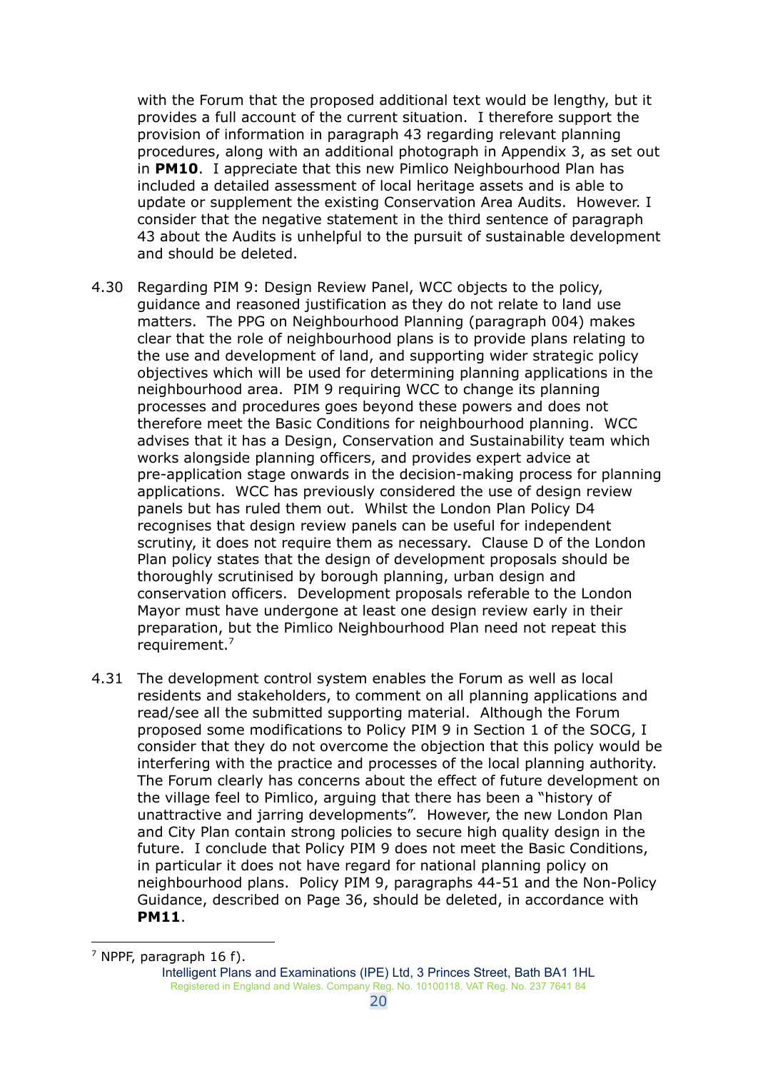with the Forum that the proposed additional text would be lengthy, but it provides a full account of the current situation. I therefore support the provision of information in paragraph 43 regarding relevant planning procedures, along with an additional photograph in Appendix 3, as set out in **PM10**. I appreciate that this new Pimlico Neighbourhood Plan has included a detailed assessment of local heritage assets and is able to update or supplement the existing Conservation Area Audits. However. I consider that the negative statement in the third sentence of paragraph 43 about the Audits is unhelpful to the pursuit of sustainable development and should be deleted.

4.30 Regarding PIM 9: Design Review Panel, WCC objects to the policy, guidance and reasoned justification as they do not relate to land use matters. The PPG on Neighbourhood Planning (paragraph 004) makes clear that the role of neighbourhood plans is to provide plans relating to the use and development of land, and supporting wider strategic policy objectives which will be used for determining planning applications in the neighbourhood area. PIM 9 requiring WCC to change its planning processes and procedures goes beyond these powers and does not therefore meet the Basic Conditions for neighbourhood planning. WCC advises that it has a Design, Conservation and Sustainability team which works alongside planning officers, and provides expert advice at pre-application stage onwards in the decision-making process for planning applications. WCC has previously considered the use of design review panels but has ruled them out. Whilst the London Plan Policy D4 recognises that design review panels can be useful for independent scrutiny, it does not require them as necessary. Clause D of the London Plan policy states that the design of development proposals should be thoroughly scrutinised by borough planning, urban design and conservation officers. Development proposals referable to the London Mayor must have undergone at least one design review early in their preparation, but the Pimlico Neighbourhood Plan need not repeat this requirement.[7]

4.31 The development control system enables the Forum as well as local residents and stakeholders, to comment on all planning applications and read/see all the submitted supporting material. Although the Forum proposed some modifications to Policy PIM 9 in Section 1 of the SOCG, I consider that they do not overcome the objection that this policy would be interfering with the practice and processes of the local planning authority. The Forum clearly has concerns about the effect of future development on the village feel to Pimlico, arguing that there has been a "history of unattractive and jarring developments". However, the new London Plan and City Plan contain strong policies to secure high quality design in the future. I conclude that Policy PIM 9 does not meet the Basic Conditions, in particular it does not have regard for national planning policy on neighbourhood plans. Policy PIM 9, paragraphs 44-51 and the Non-Policy Guidance, described on Page 36, should be deleted, in accordance with **PM11**.

[7] NPPF, paragraph 16 f).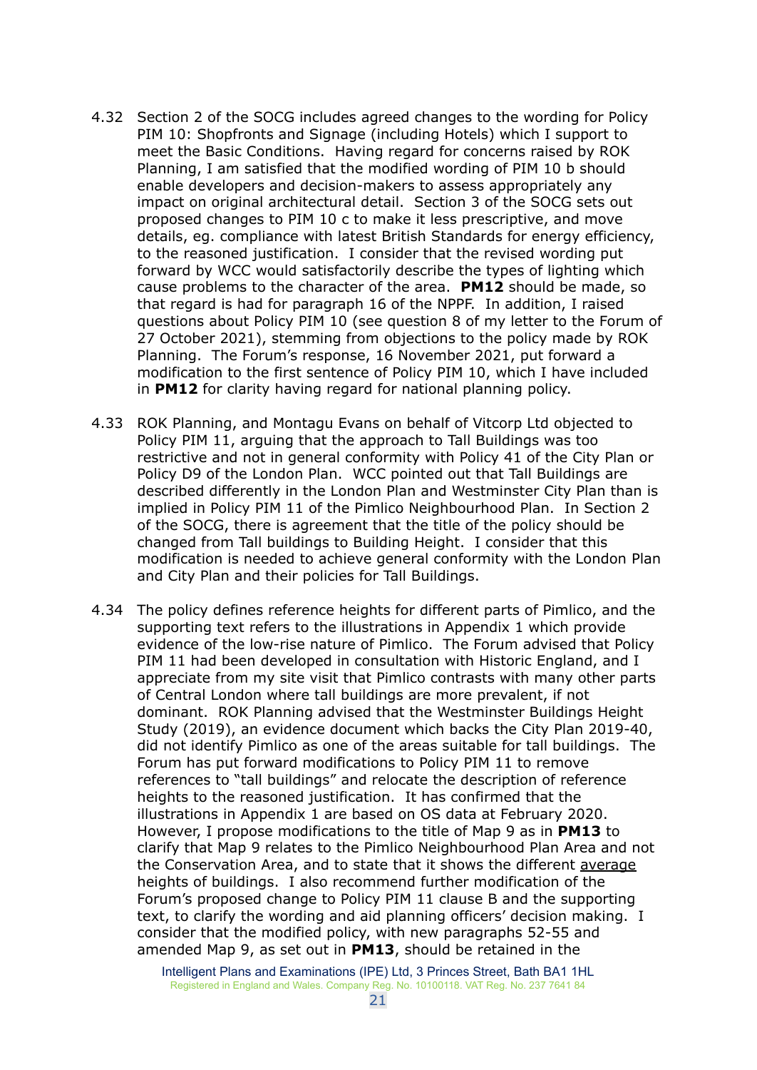4.32 Section 2 of the SOCG includes agreed changes to the wording for Policy PIM 10: Shopfronts and Signage (including Hotels) which I support to meet the Basic Conditions. Having regard for concerns raised by ROK Planning, I am satisfied that the modified wording of PIM 10 b should enable developers and decision-makers to assess appropriately any impact on original architectural detail. Section 3 of the SOCG sets out proposed changes to PIM 10 c to make it less prescriptive, and move details, eg. compliance with latest British Standards for energy efficiency, to the reasoned justification. I consider that the revised wording put forward by WCC would satisfactorily describe the types of lighting which cause problems to the character of the area. **PM12** should be made, so that regard is had for paragraph 16 of the NPPF. In addition, I raised questions about Policy PIM 10 (see question 8 of my letter to the Forum of 27 October 2021), stemming from objections to the policy made by ROK Planning. The Forum's response, 16 November 2021, put forward a modification to the first sentence of Policy PIM 10, which I have included in **PM12** for clarity having regard for national planning policy.

4.33 ROK Planning, and Montagu Evans on behalf of Vitcorp Ltd objected to Policy PIM 11, arguing that the approach to Tall Buildings was too restrictive and not in general conformity with Policy 41 of the City Plan or Policy D9 of the London Plan. WCC pointed out that Tall Buildings are described differently in the London Plan and Westminster City Plan than is implied in Policy PIM 11 of the Pimlico Neighbourhood Plan. In Section 2 of the SOCG, there is agreement that the title of the policy should be changed from Tall buildings to Building Height. I consider that this modification is needed to achieve general conformity with the London Plan and City Plan and their policies for Tall Buildings.

4.34 The policy defines reference heights for different parts of Pimlico, and the supporting text refers to the illustrations in Appendix 1 which provide evidence of the low-rise nature of Pimlico. The Forum advised that Policy PIM 11 had been developed in consultation with Historic England, and I appreciate from my site visit that Pimlico contrasts with many other parts of Central London where tall buildings are more prevalent, if not dominant. ROK Planning advised that the Westminster Buildings Height Study (2019), an evidence document which backs the City Plan 2019-40, did not identify Pimlico as one of the areas suitable for tall buildings. The Forum has put forward modifications to Policy PIM 11 to remove references to "tall buildings" and relocate the description of reference heights to the reasoned justification. It has confirmed that the illustrations in Appendix 1 are based on OS data at February 2020. However, I propose modifications to the title of Map 9 as in **PM13** to clarify that Map 9 relates to the Pimlico Neighbourhood Plan Area and not the Conservation Area, and to state that it shows the different <u>average</u> heights of buildings. I also recommend further modification of the Forum's proposed change to Policy PIM 11 clause B and the supporting text, to clarify the wording and aid planning officers' decision making. I consider that the modified policy, with new paragraphs 52-55 and amended Map 9, as set out in **PM13**, should be retained in the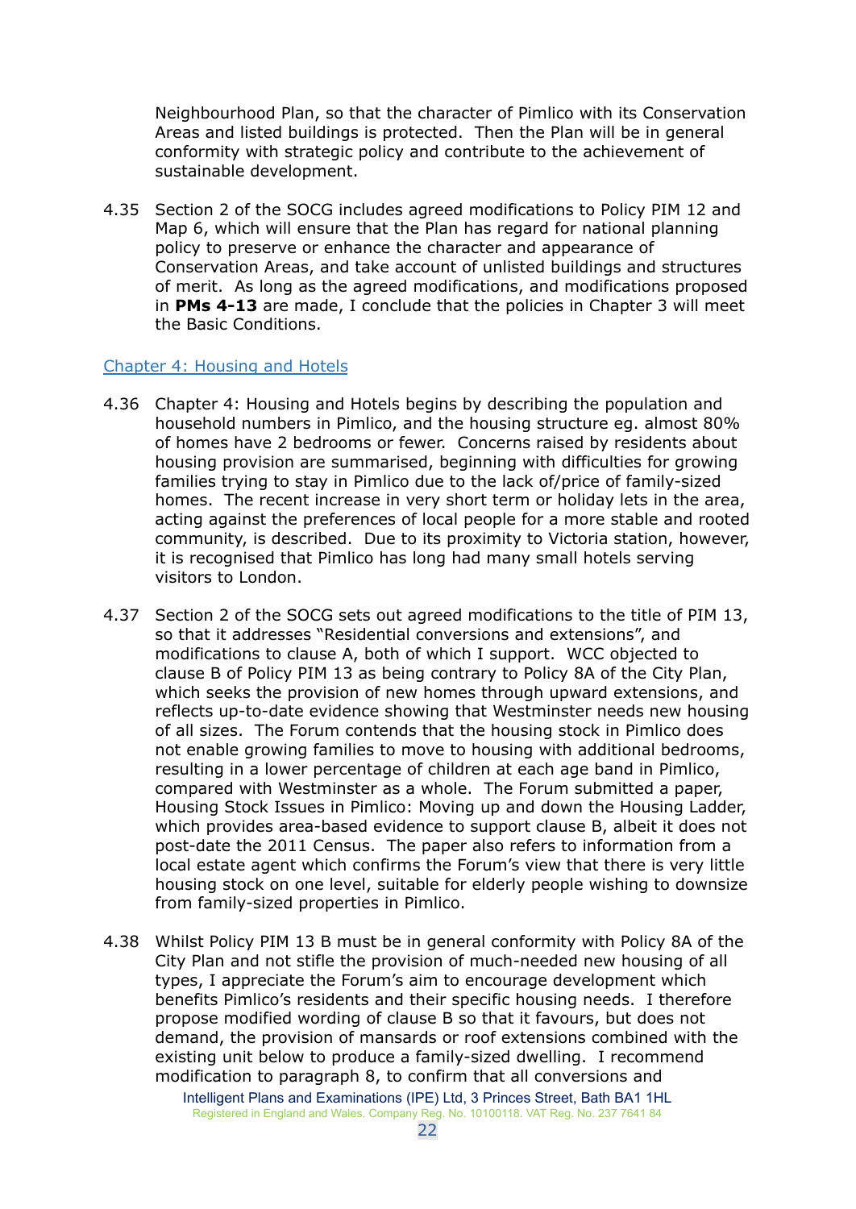Neighbourhood Plan, so that the character of Pimlico with its Conservation Areas and listed buildings is protected. Then the Plan will be in general conformity with strategic policy and contribute to the achievement of sustainable development.

4.35 Section 2 of the SOCG includes agreed modifications to Policy PIM 12 and Map 6, which will ensure that the Plan has regard for national planning policy to preserve or enhance the character and appearance of Conservation Areas, and take account of unlisted buildings and structures of merit. As long as the agreed modifications, and modifications proposed in **PMs 4-13** are made, I conclude that the policies in Chapter 3 will meet the Basic Conditions.

## Chapter 4: Housing and Hotels

4.36 Chapter 4: Housing and Hotels begins by describing the population and household numbers in Pimlico, and the housing structure eg. almost 80% of homes have 2 bedrooms or fewer. Concerns raised by residents about housing provision are summarised, beginning with difficulties for growing families trying to stay in Pimlico due to the lack of/price of family-sized homes. The recent increase in very short term or holiday lets in the area, acting against the preferences of local people for a more stable and rooted community, is described. Due to its proximity to Victoria station, however, it is recognised that Pimlico has long had many small hotels serving visitors to London.

4.37 Section 2 of the SOCG sets out agreed modifications to the title of PIM 13, so that it addresses "Residential conversions and extensions", and modifications to clause A, both of which I support. WCC objected to clause B of Policy PIM 13 as being contrary to Policy 8A of the City Plan, which seeks the provision of new homes through upward extensions, and reflects up-to-date evidence showing that Westminster needs new housing of all sizes. The Forum contends that the housing stock in Pimlico does not enable growing families to move to housing with additional bedrooms, resulting in a lower percentage of children at each age band in Pimlico, compared with Westminster as a whole. The Forum submitted a paper, Housing Stock Issues in Pimlico: Moving up and down the Housing Ladder, which provides area-based evidence to support clause B, albeit it does not post-date the 2011 Census. The paper also refers to information from a local estate agent which confirms the Forum's view that there is very little housing stock on one level, suitable for elderly people wishing to downsize from family-sized properties in Pimlico.

4.38 Whilst Policy PIM 13 B must be in general conformity with Policy 8A of the City Plan and not stifle the provision of much-needed new housing of all types, I appreciate the Forum's aim to encourage development which benefits Pimlico's residents and their specific housing needs. I therefore propose modified wording of clause B so that it favours, but does not demand, the provision of mansards or roof extensions combined with the existing unit below to produce a family-sized dwelling. I recommend modification to paragraph 8, to confirm that all conversions and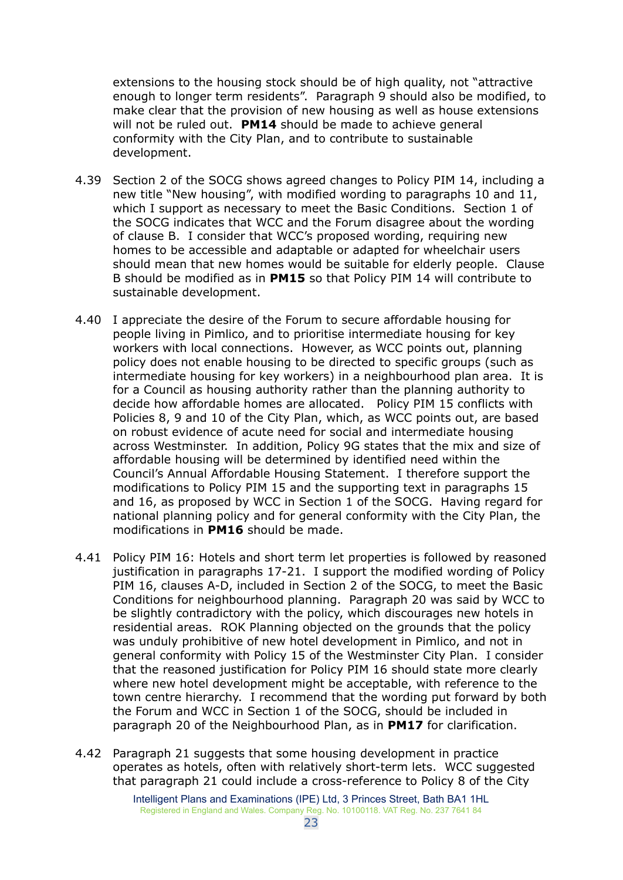extensions to the housing stock should be of high quality, not "attractive enough to longer term residents". Paragraph 9 should also be modified, to make clear that the provision of new housing as well as house extensions will not be ruled out. **PM14** should be made to achieve general conformity with the City Plan, and to contribute to sustainable development.

4.39 Section 2 of the SOCG shows agreed changes to Policy PIM 14, including a new title "New housing", with modified wording to paragraphs 10 and 11, which I support as necessary to meet the Basic Conditions. Section 1 of the SOCG indicates that WCC and the Forum disagree about the wording of clause B. I consider that WCC's proposed wording, requiring new homes to be accessible and adaptable or adapted for wheelchair users should mean that new homes would be suitable for elderly people. Clause B should be modified as in **PM15** so that Policy PIM 14 will contribute to sustainable development.

4.40 I appreciate the desire of the Forum to secure affordable housing for people living in Pimlico, and to prioritise intermediate housing for key workers with local connections. However, as WCC points out, planning policy does not enable housing to be directed to specific groups (such as intermediate housing for key workers) in a neighbourhood plan area. It is for a Council as housing authority rather than the planning authority to decide how affordable homes are allocated. Policy PIM 15 conflicts with Policies 8, 9 and 10 of the City Plan, which, as WCC points out, are based on robust evidence of acute need for social and intermediate housing across Westminster. In addition, Policy 9G states that the mix and size of affordable housing will be determined by identified need within the Council's Annual Affordable Housing Statement. I therefore support the modifications to Policy PIM 15 and the supporting text in paragraphs 15 and 16, as proposed by WCC in Section 1 of the SOCG. Having regard for national planning policy and for general conformity with the City Plan, the modifications in **PM16** should be made.

4.41 Policy PIM 16: Hotels and short term let properties is followed by reasoned justification in paragraphs 17-21. I support the modified wording of Policy PIM 16, clauses A-D, included in Section 2 of the SOCG, to meet the Basic Conditions for neighbourhood planning. Paragraph 20 was said by WCC to be slightly contradictory with the policy, which discourages new hotels in residential areas. ROK Planning objected on the grounds that the policy was unduly prohibitive of new hotel development in Pimlico, and not in general conformity with Policy 15 of the Westminster City Plan. I consider that the reasoned justification for Policy PIM 16 should state more clearly where new hotel development might be acceptable, with reference to the town centre hierarchy. I recommend that the wording put forward by both the Forum and WCC in Section 1 of the SOCG, should be included in paragraph 20 of the Neighbourhood Plan, as in **PM17** for clarification.

4.42 Paragraph 21 suggests that some housing development in practice operates as hotels, often with relatively short-term lets. WCC suggested that paragraph 21 could include a cross-reference to Policy 8 of the City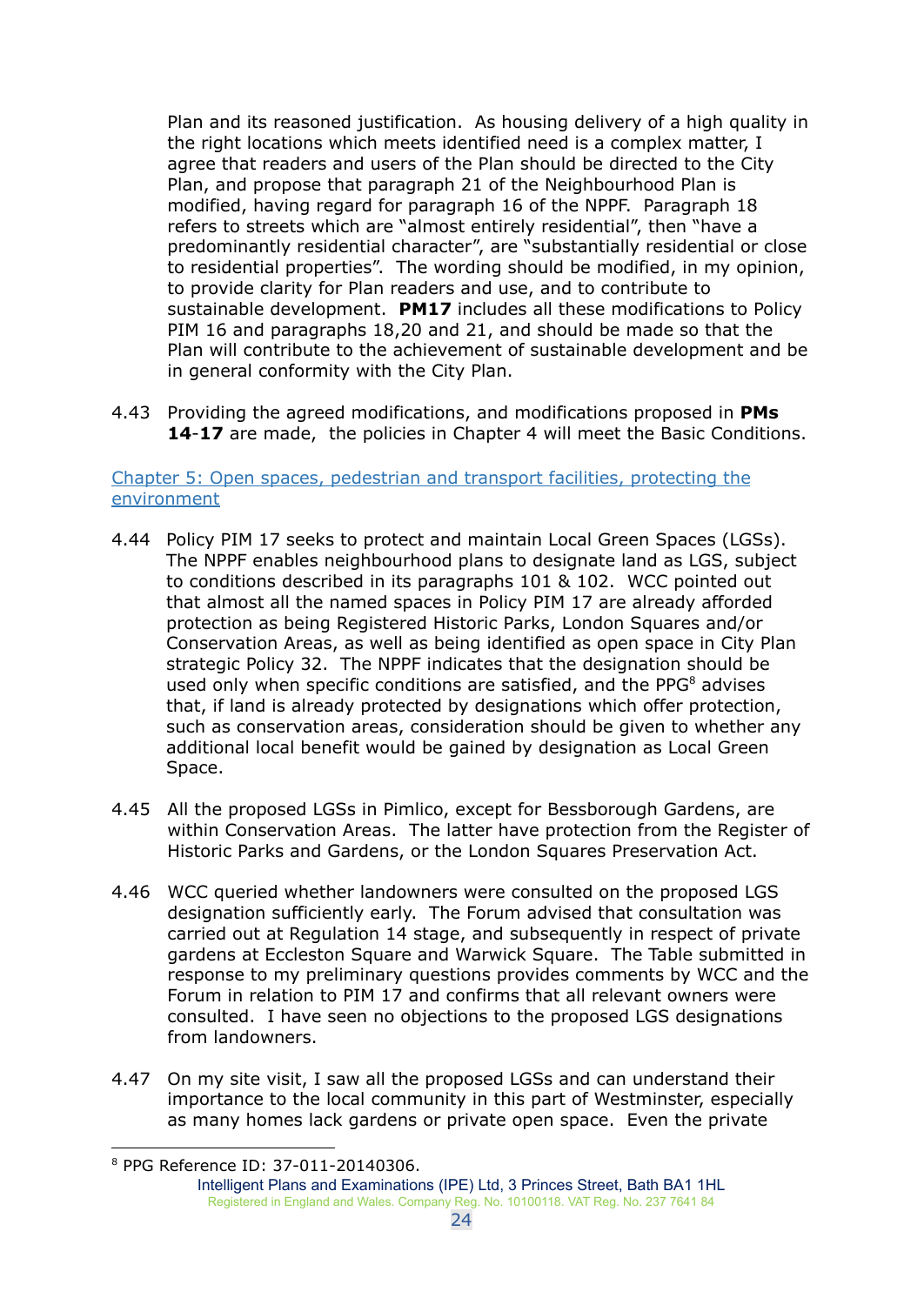Plan and its reasoned justification. As housing delivery of a high quality in the right locations which meets identified need is a complex matter, I agree that readers and users of the Plan should be directed to the City Plan, and propose that paragraph 21 of the Neighbourhood Plan is modified, having regard for paragraph 16 of the NPPF. Paragraph 18 refers to streets which are "almost entirely residential", then "have a predominantly residential character", are "substantially residential or close to residential properties". The wording should be modified, in my opinion, to provide clarity for Plan readers and use, and to contribute to sustainable development. **PM17** includes all these modifications to Policy PIM 16 and paragraphs 18,20 and 21, and should be made so that the Plan will contribute to the achievement of sustainable development and be in general conformity with the City Plan.

4.43 Providing the agreed modifications, and modifications proposed in **PMs 14**-**17** are made, the policies in Chapter 4 will meet the Basic Conditions.

Chapter 5: Open spaces, pedestrian and transport facilities, protecting the environment

4.44 Policy PIM 17 seeks to protect and maintain Local Green Spaces (LGSs). The NPPF enables neighbourhood plans to designate land as LGS, subject to conditions described in its paragraphs 101 & 102. WCC pointed out that almost all the named spaces in Policy PIM 17 are already afforded protection as being Registered Historic Parks, London Squares and/or Conservation Areas, as well as being identified as open space in City Plan strategic Policy 32. The NPPF indicates that the designation should be used only when specific conditions are satisfied, and the PPG[8] advises that, if land is already protected by designations which offer protection, such as conservation areas, consideration should be given to whether any additional local benefit would be gained by designation as Local Green Space.

4.45 All the proposed LGSs in Pimlico, except for Bessborough Gardens, are within Conservation Areas. The latter have protection from the Register of Historic Parks and Gardens, or the London Squares Preservation Act.

4.46 WCC queried whether landowners were consulted on the proposed LGS designation sufficiently early. The Forum advised that consultation was carried out at Regulation 14 stage, and subsequently in respect of private gardens at Eccleston Square and Warwick Square. The Table submitted in response to my preliminary questions provides comments by WCC and the Forum in relation to PIM 17 and confirms that all relevant owners were consulted. I have seen no objections to the proposed LGS designations from landowners.

4.47 On my site visit, I saw all the proposed LGSs and can understand their importance to the local community in this part of Westminster, especially as many homes lack gardens or private open space. Even the private

[8] PPG Reference ID: 37-011-20140306.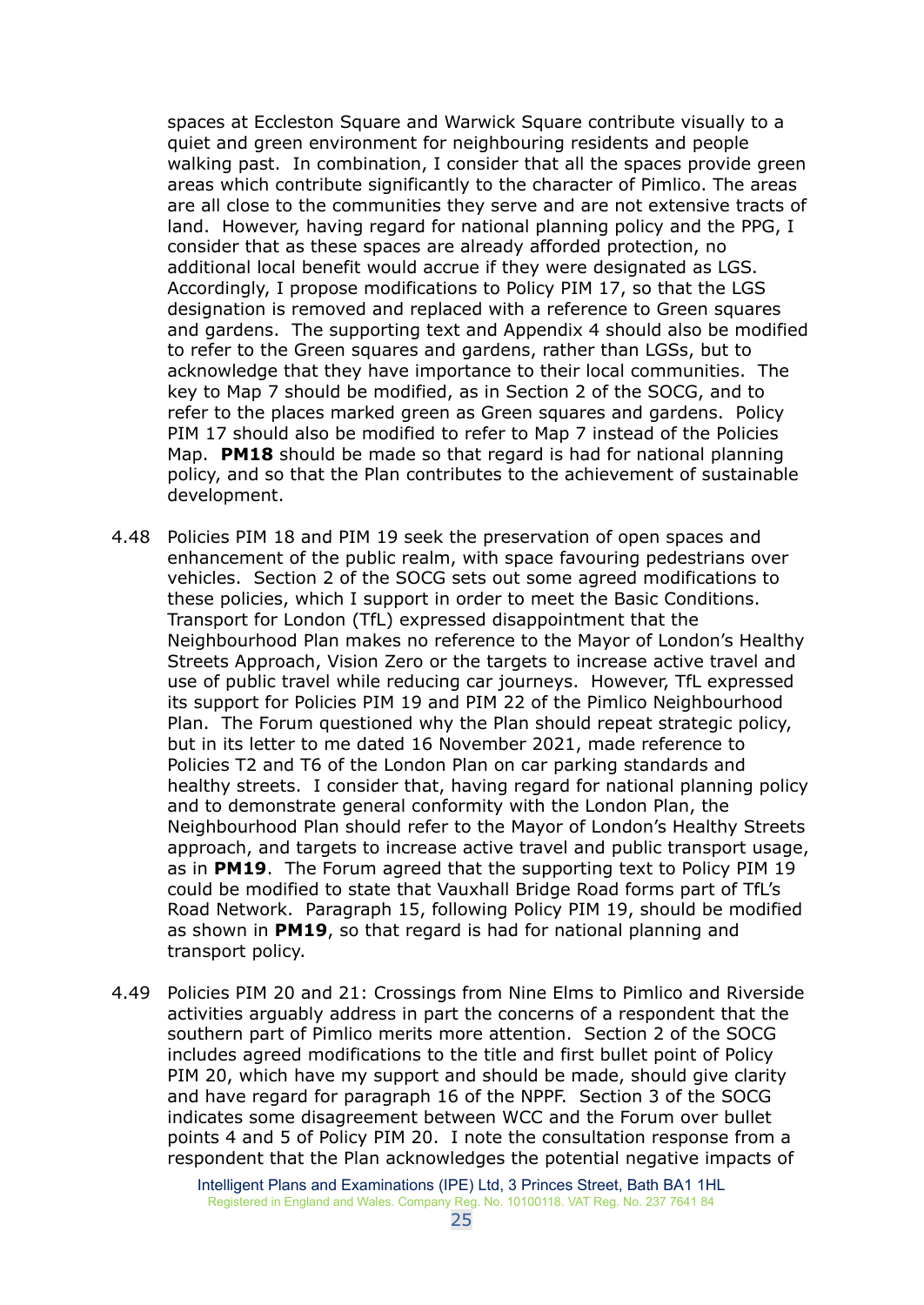spaces at Eccleston Square and Warwick Square contribute visually to a quiet and green environment for neighbouring residents and people walking past. In combination, I consider that all the spaces provide green areas which contribute significantly to the character of Pimlico. The areas are all close to the communities they serve and are not extensive tracts of land. However, having regard for national planning policy and the PPG, I consider that as these spaces are already afforded protection, no additional local benefit would accrue if they were designated as LGS. Accordingly, I propose modifications to Policy PIM 17, so that the LGS designation is removed and replaced with a reference to Green squares and gardens. The supporting text and Appendix 4 should also be modified to refer to the Green squares and gardens, rather than LGSs, but to acknowledge that they have importance to their local communities. The key to Map 7 should be modified, as in Section 2 of the SOCG, and to refer to the places marked green as Green squares and gardens. Policy PIM 17 should also be modified to refer to Map 7 instead of the Policies Map. **PM18** should be made so that regard is had for national planning policy, and so that the Plan contributes to the achievement of sustainable development.

4.48 Policies PIM 18 and PIM 19 seek the preservation of open spaces and enhancement of the public realm, with space favouring pedestrians over vehicles. Section 2 of the SOCG sets out some agreed modifications to these policies, which I support in order to meet the Basic Conditions. Transport for London (TfL) expressed disappointment that the Neighbourhood Plan makes no reference to the Mayor of London's Healthy Streets Approach, Vision Zero or the targets to increase active travel and use of public travel while reducing car journeys. However, TfL expressed its support for Policies PIM 19 and PIM 22 of the Pimlico Neighbourhood Plan. The Forum questioned why the Plan should repeat strategic policy, but in its letter to me dated 16 November 2021, made reference to Policies T2 and T6 of the London Plan on car parking standards and healthy streets. I consider that, having regard for national planning policy and to demonstrate general conformity with the London Plan, the Neighbourhood Plan should refer to the Mayor of London's Healthy Streets approach, and targets to increase active travel and public transport usage, as in **PM19**. The Forum agreed that the supporting text to Policy PIM 19 could be modified to state that Vauxhall Bridge Road forms part of TfL's Road Network. Paragraph 15, following Policy PIM 19, should be modified as shown in **PM19**, so that regard is had for national planning and transport policy.

4.49 Policies PIM 20 and 21: Crossings from Nine Elms to Pimlico and Riverside activities arguably address in part the concerns of a respondent that the southern part of Pimlico merits more attention. Section 2 of the SOCG includes agreed modifications to the title and first bullet point of Policy PIM 20, which have my support and should be made, should give clarity and have regard for paragraph 16 of the NPPF. Section 3 of the SOCG indicates some disagreement between WCC and the Forum over bullet points 4 and 5 of Policy PIM 20. I note the consultation response from a respondent that the Plan acknowledges the potential negative impacts of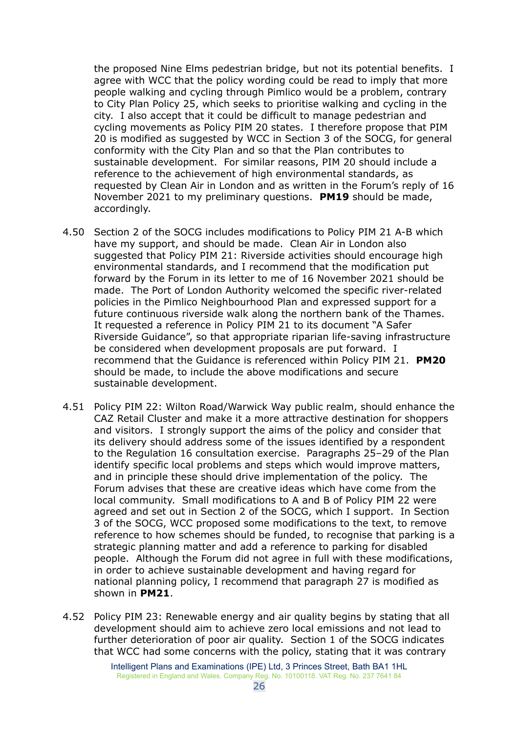the proposed Nine Elms pedestrian bridge, but not its potential benefits. I agree with WCC that the policy wording could be read to imply that more people walking and cycling through Pimlico would be a problem, contrary to City Plan Policy 25, which seeks to prioritise walking and cycling in the city. I also accept that it could be difficult to manage pedestrian and cycling movements as Policy PIM 20 states. I therefore propose that PIM 20 is modified as suggested by WCC in Section 3 of the SOCG, for general conformity with the City Plan and so that the Plan contributes to sustainable development. For similar reasons, PIM 20 should include a reference to the achievement of high environmental standards, as requested by Clean Air in London and as written in the Forum's reply of 16 November 2021 to my preliminary questions. **PM19** should be made, accordingly.

4.50 Section 2 of the SOCG includes modifications to Policy PIM 21 A-B which have my support, and should be made. Clean Air in London also suggested that Policy PIM 21: Riverside activities should encourage high environmental standards, and I recommend that the modification put forward by the Forum in its letter to me of 16 November 2021 should be made. The Port of London Authority welcomed the specific river-related policies in the Pimlico Neighbourhood Plan and expressed support for a future continuous riverside walk along the northern bank of the Thames. It requested a reference in Policy PIM 21 to its document "A Safer Riverside Guidance", so that appropriate riparian life-saving infrastructure be considered when development proposals are put forward. I recommend that the Guidance is referenced within Policy PIM 21. **PM20** should be made, to include the above modifications and secure sustainable development.

4.51 Policy PIM 22: Wilton Road/Warwick Way public realm, should enhance the CAZ Retail Cluster and make it a more attractive destination for shoppers and visitors. I strongly support the aims of the policy and consider that its delivery should address some of the issues identified by a respondent to the Regulation 16 consultation exercise. Paragraphs 25–29 of the Plan identify specific local problems and steps which would improve matters, and in principle these should drive implementation of the policy. The Forum advises that these are creative ideas which have come from the local community. Small modifications to A and B of Policy PIM 22 were agreed and set out in Section 2 of the SOCG, which I support. In Section 3 of the SOCG, WCC proposed some modifications to the text, to remove reference to how schemes should be funded, to recognise that parking is a strategic planning matter and add a reference to parking for disabled people. Although the Forum did not agree in full with these modifications, in order to achieve sustainable development and having regard for national planning policy, I recommend that paragraph 27 is modified as shown in **PM21**.

4.52 Policy PIM 23: Renewable energy and air quality begins by stating that all development should aim to achieve zero local emissions and not lead to further deterioration of poor air quality. Section 1 of the SOCG indicates that WCC had some concerns with the policy, stating that it was contrary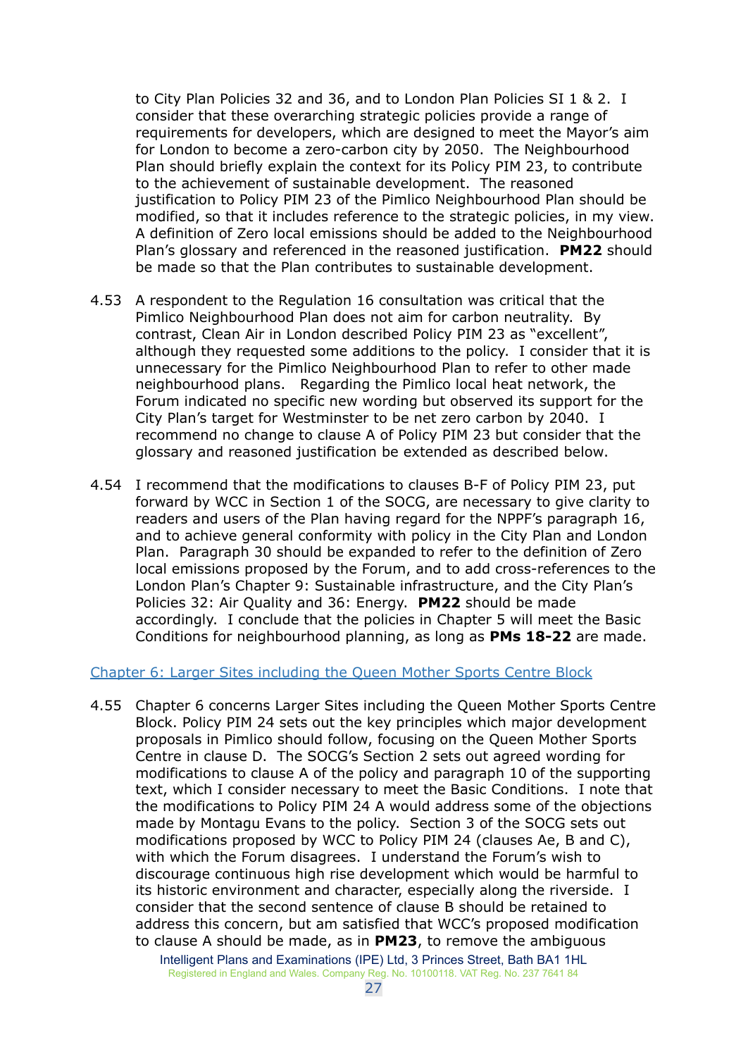to City Plan Policies 32 and 36, and to London Plan Policies SI 1 & 2. I consider that these overarching strategic policies provide a range of requirements for developers, which are designed to meet the Mayor's aim for London to become a zero-carbon city by 2050. The Neighbourhood Plan should briefly explain the context for its Policy PIM 23, to contribute to the achievement of sustainable development. The reasoned justification to Policy PIM 23 of the Pimlico Neighbourhood Plan should be modified, so that it includes reference to the strategic policies, in my view. A definition of Zero local emissions should be added to the Neighbourhood Plan's glossary and referenced in the reasoned justification. **PM22** should be made so that the Plan contributes to sustainable development.

4.53 A respondent to the Regulation 16 consultation was critical that the Pimlico Neighbourhood Plan does not aim for carbon neutrality. By contrast, Clean Air in London described Policy PIM 23 as "excellent", although they requested some additions to the policy. I consider that it is unnecessary for the Pimlico Neighbourhood Plan to refer to other made neighbourhood plans. Regarding the Pimlico local heat network, the Forum indicated no specific new wording but observed its support for the City Plan's target for Westminster to be net zero carbon by 2040. I recommend no change to clause A of Policy PIM 23 but consider that the glossary and reasoned justification be extended as described below.

4.54 I recommend that the modifications to clauses B-F of Policy PIM 23, put forward by WCC in Section 1 of the SOCG, are necessary to give clarity to readers and users of the Plan having regard for the NPPF's paragraph 16, and to achieve general conformity with policy in the City Plan and London Plan. Paragraph 30 should be expanded to refer to the definition of Zero local emissions proposed by the Forum, and to add cross-references to the London Plan's Chapter 9: Sustainable infrastructure, and the City Plan's Policies 32: Air Quality and 36: Energy. **PM22** should be made accordingly. I conclude that the policies in Chapter 5 will meet the Basic Conditions for neighbourhood planning, as long as **PMs 18-22** are made.

Chapter 6: Larger Sites including the Queen Mother Sports Centre Block

4.55 Chapter 6 concerns Larger Sites including the Queen Mother Sports Centre Block. Policy PIM 24 sets out the key principles which major development proposals in Pimlico should follow, focusing on the Queen Mother Sports Centre in clause D. The SOCG's Section 2 sets out agreed wording for modifications to clause A of the policy and paragraph 10 of the supporting text, which I consider necessary to meet the Basic Conditions. I note that the modifications to Policy PIM 24 A would address some of the objections made by Montagu Evans to the policy. Section 3 of the SOCG sets out modifications proposed by WCC to Policy PIM 24 (clauses Ae, B and C), with which the Forum disagrees. I understand the Forum's wish to discourage continuous high rise development which would be harmful to its historic environment and character, especially along the riverside. I consider that the second sentence of clause B should be retained to address this concern, but am satisfied that WCC's proposed modification to clause A should be made, as in **PM23**, to remove the ambiguous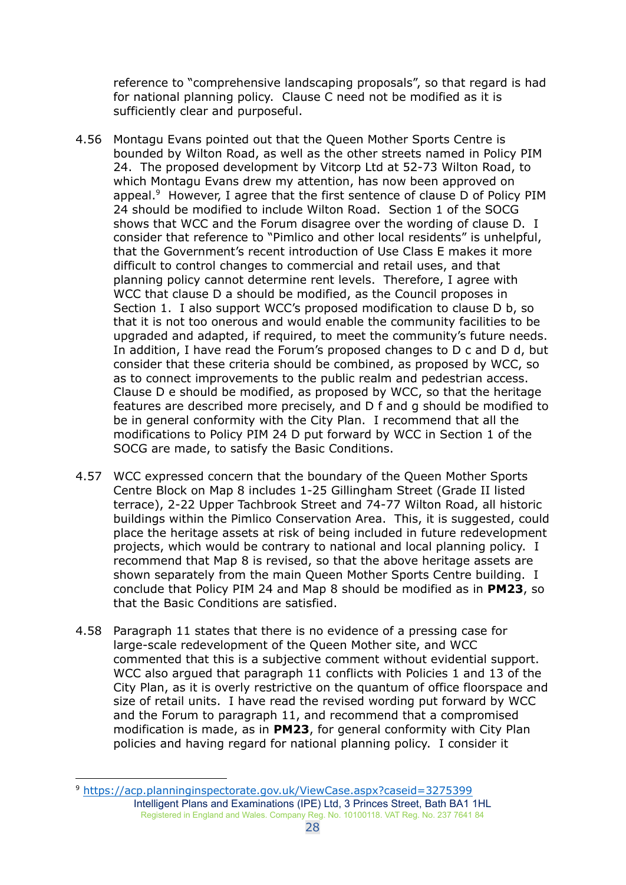reference to "comprehensive landscaping proposals", so that regard is had for national planning policy. Clause C need not be modified as it is sufficiently clear and purposeful.

4.56 Montagu Evans pointed out that the Queen Mother Sports Centre is bounded by Wilton Road, as well as the other streets named in Policy PIM 24. The proposed development by Vitcorp Ltd at 52-73 Wilton Road, to which Montagu Evans drew my attention, has now been approved on appeal.[9] However, I agree that the first sentence of clause D of Policy PIM 24 should be modified to include Wilton Road. Section 1 of the SOCG shows that WCC and the Forum disagree over the wording of clause D. I consider that reference to "Pimlico and other local residents" is unhelpful, that the Government's recent introduction of Use Class E makes it more difficult to control changes to commercial and retail uses, and that planning policy cannot determine rent levels. Therefore, I agree with WCC that clause D a should be modified, as the Council proposes in Section 1. I also support WCC's proposed modification to clause D b, so that it is not too onerous and would enable the community facilities to be upgraded and adapted, if required, to meet the community's future needs. In addition, I have read the Forum's proposed changes to D c and D d, but consider that these criteria should be combined, as proposed by WCC, so as to connect improvements to the public realm and pedestrian access. Clause D e should be modified, as proposed by WCC, so that the heritage features are described more precisely, and D f and g should be modified to be in general conformity with the City Plan. I recommend that all the modifications to Policy PIM 24 D put forward by WCC in Section 1 of the SOCG are made, to satisfy the Basic Conditions.

4.57 WCC expressed concern that the boundary of the Queen Mother Sports Centre Block on Map 8 includes 1-25 Gillingham Street (Grade II listed terrace), 2-22 Upper Tachbrook Street and 74-77 Wilton Road, all historic buildings within the Pimlico Conservation Area. This, it is suggested, could place the heritage assets at risk of being included in future redevelopment projects, which would be contrary to national and local planning policy. I recommend that Map 8 is revised, so that the above heritage assets are shown separately from the main Queen Mother Sports Centre building. I conclude that Policy PIM 24 and Map 8 should be modified as in **PM23**, so that the Basic Conditions are satisfied.

4.58 Paragraph 11 states that there is no evidence of a pressing case for large-scale redevelopment of the Queen Mother site, and WCC commented that this is a subjective comment without evidential support. WCC also argued that paragraph 11 conflicts with Policies 1 and 13 of the City Plan, as it is overly restrictive on the quantum of office floorspace and size of retail units. I have read the revised wording put forward by WCC and the Forum to paragraph 11, and recommend that a compromised modification is made, as in **PM23**, for general conformity with City Plan policies and having regard for national planning policy. I consider it

[9] https://acp.planninginspectorate.gov.uk/ViewCase.aspx?caseid=3275399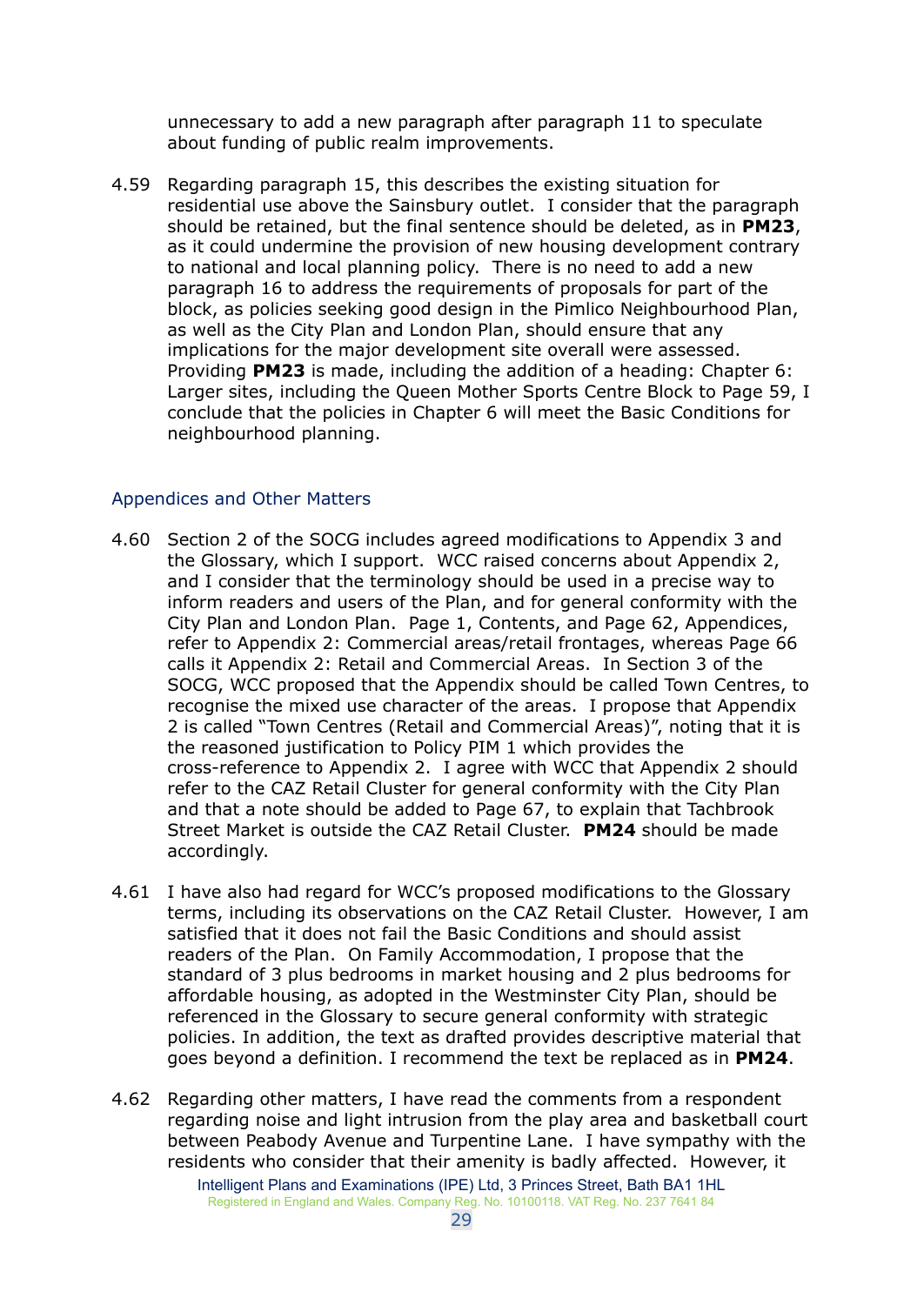unnecessary to add a new paragraph after paragraph 11 to speculate about funding of public realm improvements.

4.59 Regarding paragraph 15, this describes the existing situation for residential use above the Sainsbury outlet. I consider that the paragraph should be retained, but the final sentence should be deleted, as in **PM23**, as it could undermine the provision of new housing development contrary to national and local planning policy. There is no need to add a new paragraph 16 to address the requirements of proposals for part of the block, as policies seeking good design in the Pimlico Neighbourhood Plan, as well as the City Plan and London Plan, should ensure that any implications for the major development site overall were assessed. Providing **PM23** is made, including the addition of a heading: Chapter 6: Larger sites, including the Queen Mother Sports Centre Block to Page 59, I conclude that the policies in Chapter 6 will meet the Basic Conditions for neighbourhood planning.

### Appendices and Other Matters

4.60 Section 2 of the SOCG includes agreed modifications to Appendix 3 and the Glossary, which I support. WCC raised concerns about Appendix 2, and I consider that the terminology should be used in a precise way to inform readers and users of the Plan, and for general conformity with the City Plan and London Plan. Page 1, Contents, and Page 62, Appendices, refer to Appendix 2: Commercial areas/retail frontages, whereas Page 66 calls it Appendix 2: Retail and Commercial Areas. In Section 3 of the SOCG, WCC proposed that the Appendix should be called Town Centres, to recognise the mixed use character of the areas. I propose that Appendix 2 is called "Town Centres (Retail and Commercial Areas)", noting that it is the reasoned justification to Policy PIM 1 which provides the cross-reference to Appendix 2. I agree with WCC that Appendix 2 should refer to the CAZ Retail Cluster for general conformity with the City Plan and that a note should be added to Page 67, to explain that Tachbrook Street Market is outside the CAZ Retail Cluster. **PM24** should be made accordingly.

4.61 I have also had regard for WCC's proposed modifications to the Glossary terms, including its observations on the CAZ Retail Cluster. However, I am satisfied that it does not fail the Basic Conditions and should assist readers of the Plan. On Family Accommodation, I propose that the standard of 3 plus bedrooms in market housing and 2 plus bedrooms for affordable housing, as adopted in the Westminster City Plan, should be referenced in the Glossary to secure general conformity with strategic policies. In addition, the text as drafted provides descriptive material that goes beyond a definition. I recommend the text be replaced as in **PM24**.

4.62 Regarding other matters, I have read the comments from a respondent regarding noise and light intrusion from the play area and basketball court between Peabody Avenue and Turpentine Lane. I have sympathy with the residents who consider that their amenity is badly affected. However, it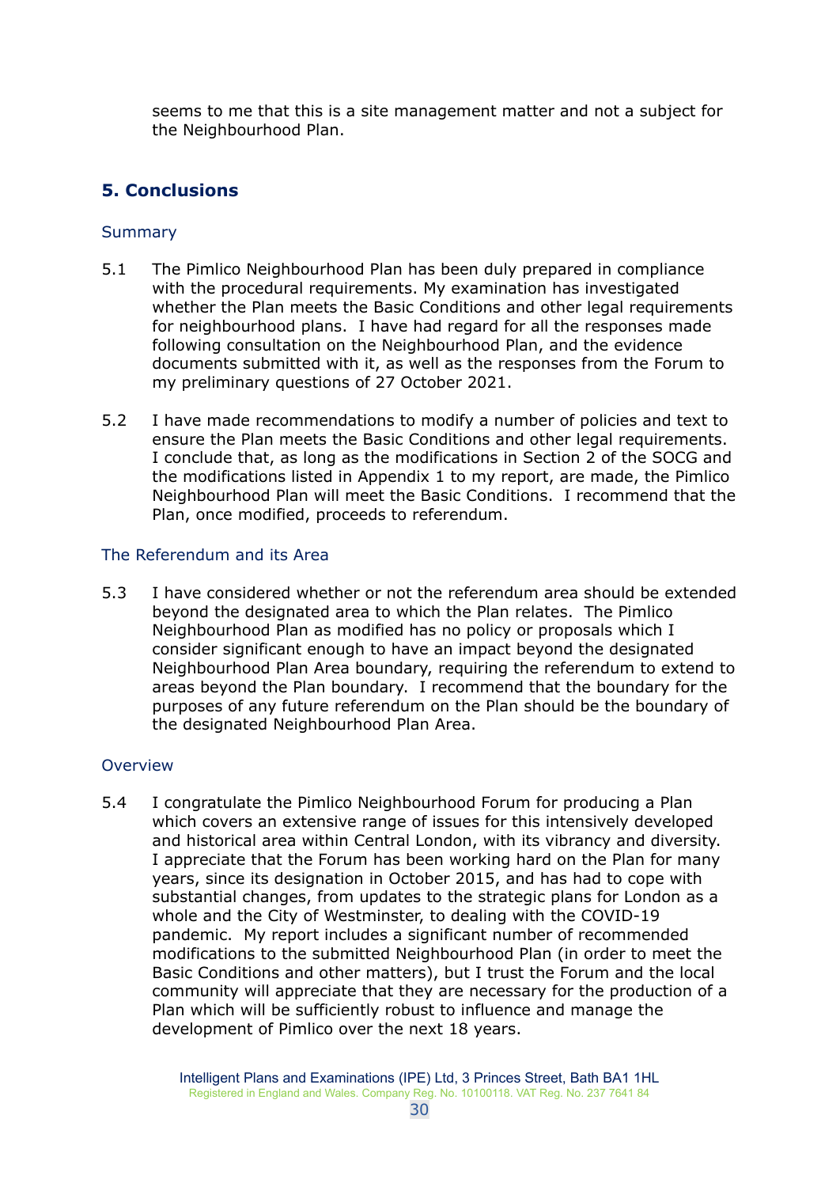seems to me that this is a site management matter and not a subject for the Neighbourhood Plan.

## 5. Conclusions

### Summary

5.1 The Pimlico Neighbourhood Plan has been duly prepared in compliance with the procedural requirements. My examination has investigated whether the Plan meets the Basic Conditions and other legal requirements for neighbourhood plans. I have had regard for all the responses made following consultation on the Neighbourhood Plan, and the evidence documents submitted with it, as well as the responses from the Forum to my preliminary questions of 27 October 2021.

5.2 I have made recommendations to modify a number of policies and text to ensure the Plan meets the Basic Conditions and other legal requirements. I conclude that, as long as the modifications in Section 2 of the SOCG and the modifications listed in Appendix 1 to my report, are made, the Pimlico Neighbourhood Plan will meet the Basic Conditions. I recommend that the Plan, once modified, proceeds to referendum.

### The Referendum and its Area

5.3 I have considered whether or not the referendum area should be extended beyond the designated area to which the Plan relates. The Pimlico Neighbourhood Plan as modified has no policy or proposals which I consider significant enough to have an impact beyond the designated Neighbourhood Plan Area boundary, requiring the referendum to extend to areas beyond the Plan boundary. I recommend that the boundary for the purposes of any future referendum on the Plan should be the boundary of the designated Neighbourhood Plan Area.

### Overview

5.4 I congratulate the Pimlico Neighbourhood Forum for producing a Plan which covers an extensive range of issues for this intensively developed and historical area within Central London, with its vibrancy and diversity. I appreciate that the Forum has been working hard on the Plan for many years, since its designation in October 2015, and has had to cope with substantial changes, from updates to the strategic plans for London as a whole and the City of Westminster, to dealing with the COVID-19 pandemic. My report includes a significant number of recommended modifications to the submitted Neighbourhood Plan (in order to meet the Basic Conditions and other matters), but I trust the Forum and the local community will appreciate that they are necessary for the production of a Plan which will be sufficiently robust to influence and manage the development of Pimlico over the next 18 years.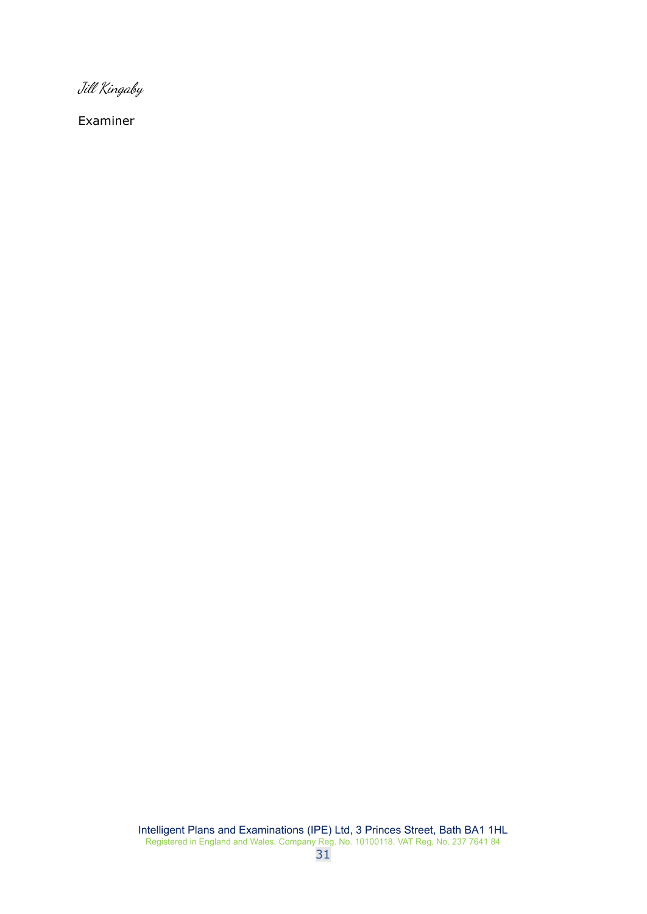*Jill Kingaby*

Examiner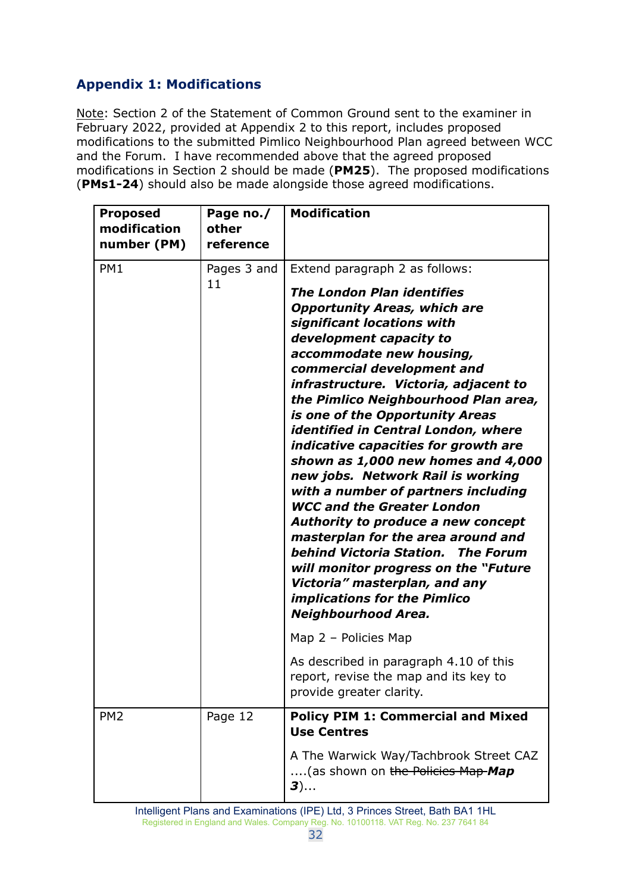## Appendix 1: Modifications

Note: Section 2 of the Statement of Common Ground sent to the examiner in February 2022, provided at Appendix 2 to this report, includes proposed modifications to the submitted Pimlico Neighbourhood Plan agreed between WCC and the Forum. I have recommended above that the agreed proposed modifications in Section 2 should be made (**PM25**). The proposed modifications (**PMs1-24**) should also be made alongside those agreed modifications.

| Proposed modification number (PM) | Page no./ other reference | Modification |
|---|---|---|
| PM1 | Pages 3 and 11 | Extend paragraph 2 as follows:<br><br>***The London Plan identifies Opportunity Areas, which are significant locations with development capacity to accommodate new housing, commercial development and infrastructure. Victoria, adjacent to the Pimlico Neighbourhood Plan area, is one of the Opportunity Areas identified in Central London, where indicative capacities for growth are shown as 1,000 new homes and 4,000 new jobs. Network Rail is working with a number of partners including WCC and the Greater London Authority to produce a new concept masterplan for the area around and behind Victoria Station. The Forum will monitor progress on the "Future Victoria" masterplan, and any implications for the Pimlico Neighbourhood Area.***<br><br>Map 2 – Policies Map<br><br>As described in paragraph 4.10 of this report, revise the map and its key to provide greater clarity. |
| PM2 | Page 12 | **Policy PIM 1: Commercial and Mixed Use Centres**<br><br>A The Warwick Way/Tachbrook Street CAZ ....(as shown on ~~the Policies Map~~ ***Map 3***)... |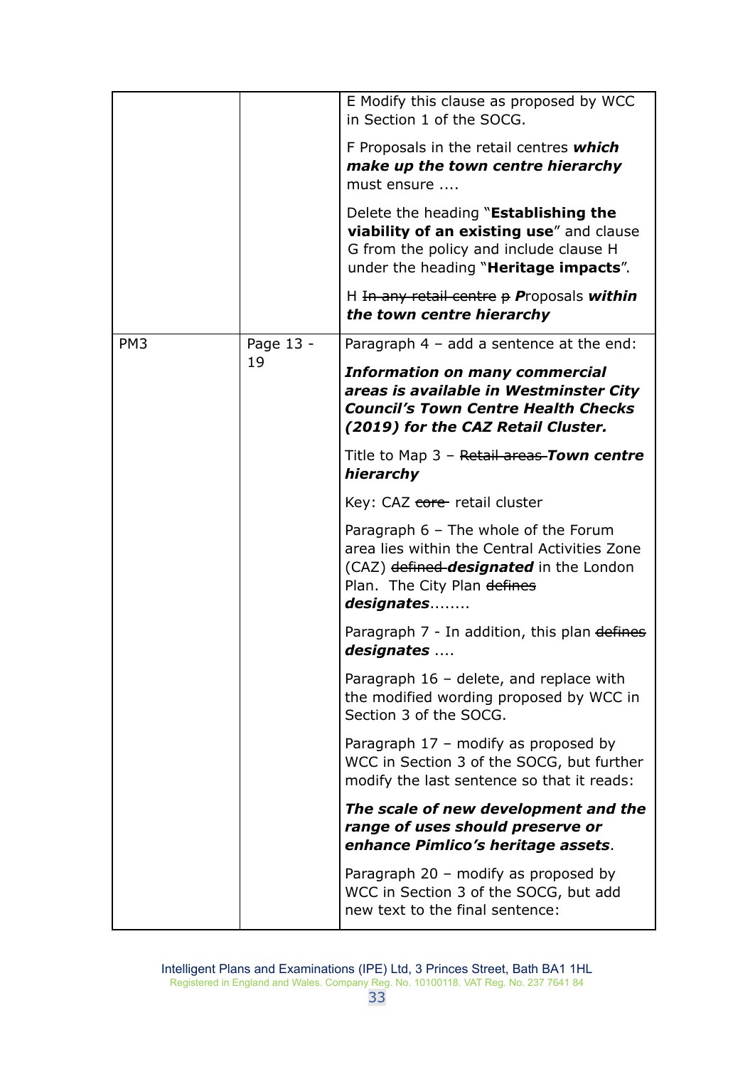| | | |
|---|---|---|
| | | E Modify this clause as proposed by WCC in Section 1 of the SOCG.<br><br>F Proposals in the retail centres ***which make up the town centre hierarchy*** must ensure ....<br><br>Delete the heading "**Establishing the viability of an existing use**" and clause G from the policy and include clause H under the heading "**Heritage impacts**".<br><br>H ~~In any retail centre p~~ ***P***roposals ***within the town centre hierarchy*** |
| PM3 | Page 13 - 19 | Paragraph 4 – add a sentence at the end:<br><br>***Information on many commercial areas is available in Westminster City Council's Town Centre Health Checks (2019) for the CAZ Retail Cluster.***<br><br>Title to Map 3 – ~~Retail areas~~ ***Town centre hierarchy***<br><br>Key: CAZ ~~core~~ retail cluster<br><br>Paragraph 6 – The whole of the Forum area lies within the Central Activities Zone (CAZ) ~~defined~~ ***designated*** in the London Plan. The City Plan ~~defines~~ ***designates***........<br><br>Paragraph 7 - In addition, this plan ~~defines~~ ***designates*** ....<br><br>Paragraph 16 – delete, and replace with the modified wording proposed by WCC in Section 3 of the SOCG.<br><br>Paragraph 17 – modify as proposed by WCC in Section 3 of the SOCG, but further modify the last sentence so that it reads:<br><br>***The scale of new development and the range of uses should preserve or enhance Pimlico's heritage assets***.<br><br>Paragraph 20 – modify as proposed by WCC in Section 3 of the SOCG, but add new text to the final sentence: |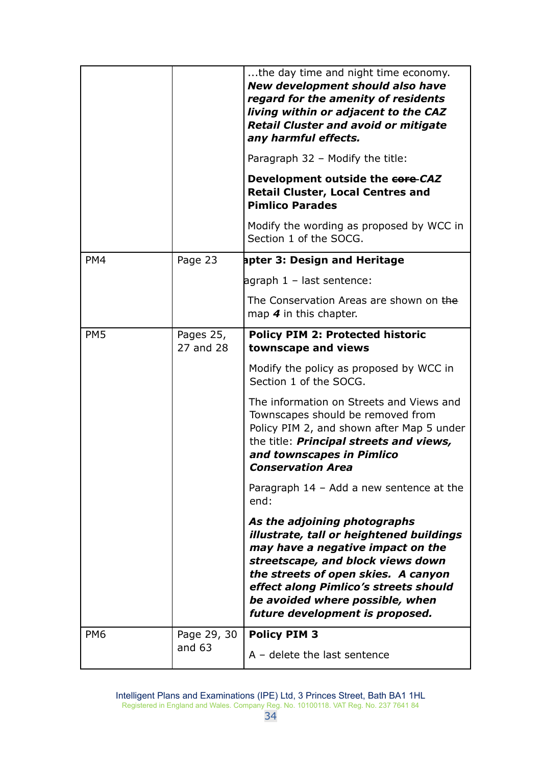| | | ...the day time and night time economy. ***New development should also have regard for the amenity of residents living within or adjacent to the CAZ Retail Cluster and avoid or mitigate any harmful effects.***<br><br>Paragraph 32 – Modify the title:<br><br>**Development outside the ~~core~~ *CAZ* Retail Cluster, Local Centres and Pimlico Parades**<br><br>Modify the wording as proposed by WCC in Section 1 of the SOCG. |
|---|---|---|
| PM4 | Page 23 | **apter 3: Design and Heritage**<br><br>agraph 1 – last sentence:<br><br>The Conservation Areas are shown on ~~the~~ map ***4*** in this chapter. |
| PM5 | Pages 25, 27 and 28 | **Policy PIM 2: Protected historic townscape and views**<br><br>Modify the policy as proposed by WCC in Section 1 of the SOCG.<br><br>The information on Streets and Views and Townscapes should be removed from Policy PIM 2, and shown after Map 5 under the title: ***Principal streets and views, and townscapes in Pimlico Conservation Area***<br><br>Paragraph 14 – Add a new sentence at the end:<br><br>***As the adjoining photographs illustrate, tall or heightened buildings may have a negative impact on the streetscape, and block views down the streets of open skies. A canyon effect along Pimlico's streets should be avoided where possible, when future development is proposed.*** |
| PM6 | Page 29, 30 and 63 | **Policy PIM 3**<br><br>A – delete the last sentence |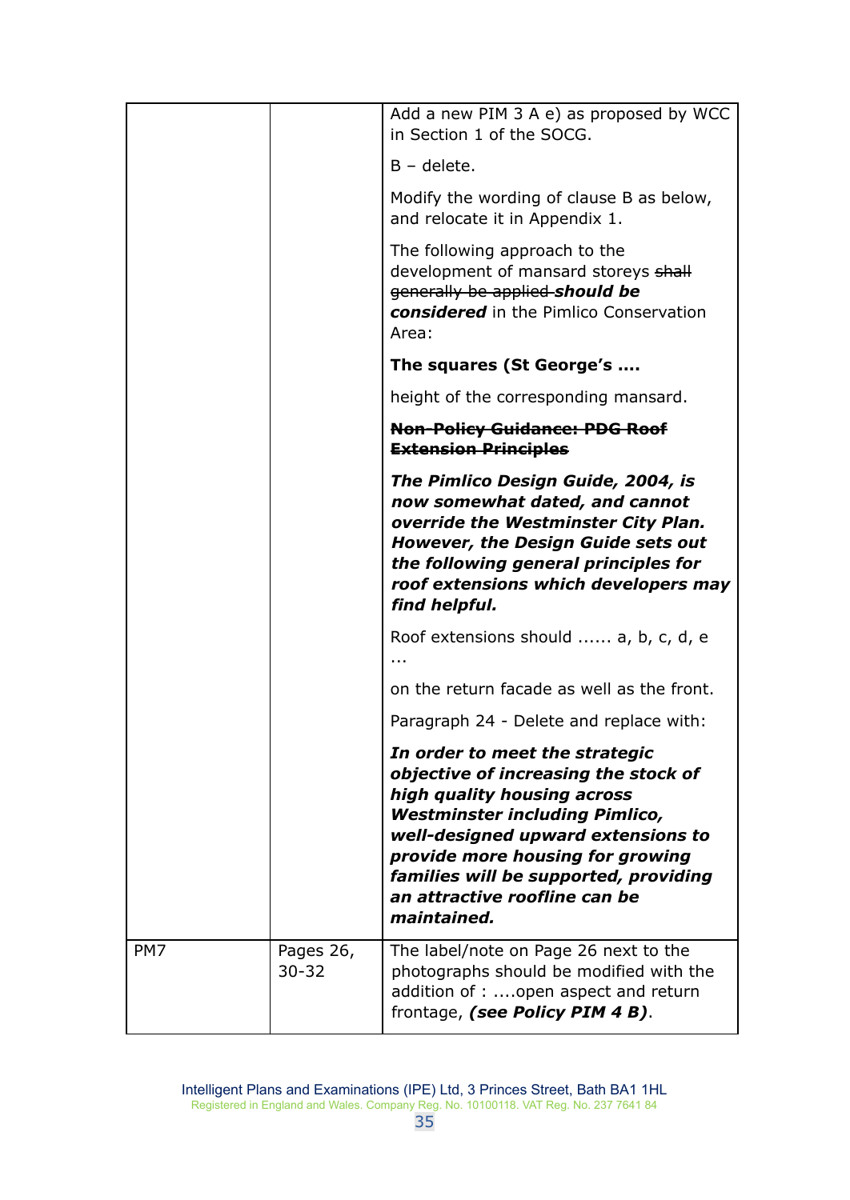| | | |
|---|---|---|
| | | Add a new PIM 3 A e) as proposed by WCC in Section 1 of the SOCG.<br><br>B – delete.<br><br>Modify the wording of clause B as below, and relocate it in Appendix 1.<br><br>The following approach to the development of mansard storeys ~~shall generally be applied~~ ***should be considered*** in the Pimlico Conservation Area:<br><br>**The squares (St George's ....**<br><br>height of the corresponding mansard.<br><br>~~**Non-Policy Guidance: PDG Roof Extension Principles**~~<br><br>***The Pimlico Design Guide, 2004, is now somewhat dated, and cannot override the Westminster City Plan. However, the Design Guide sets out the following general principles for roof extensions which developers may find helpful.***<br><br>Roof extensions should ...... a, b, c, d, e ...<br><br>on the return facade as well as the front.<br><br>Paragraph 24 - Delete and replace with:<br><br>***In order to meet the strategic objective of increasing the stock of high quality housing across Westminster including Pimlico, well-designed upward extensions to provide more housing for growing families will be supported, providing an attractive roofline can be maintained.*** |
| PM7 | Pages 26, 30-32 | The label/note on Page 26 next to the photographs should be modified with the addition of : ....open aspect and return frontage, ***(see Policy PIM 4 B)***. |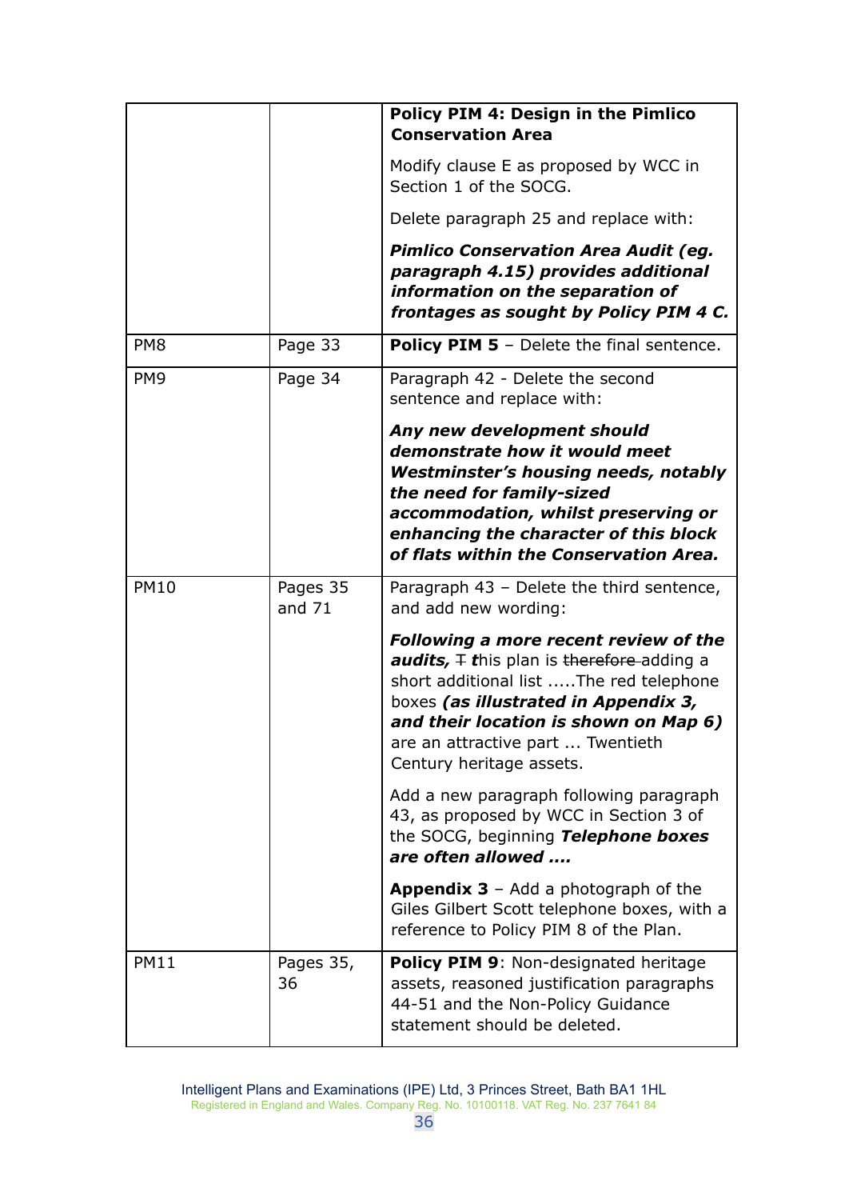| | | |
|---|---|---|
| | | **Policy PIM 4: Design in the Pimlico Conservation Area**<br><br>Modify clause E as proposed by WCC in Section 1 of the SOCG.<br><br>Delete paragraph 25 and replace with:<br><br>***Pimlico Conservation Area Audit (eg. paragraph 4.15) provides additional information on the separation of frontages as sought by Policy PIM 4 C.*** |
| PM8 | Page 33 | **Policy PIM 5** – Delete the final sentence. |
| PM9 | Page 34 | Paragraph 42 - Delete the second sentence and replace with:<br><br>***Any new development should demonstrate how it would meet Westminster's housing needs, notably the need for family-sized accommodation, whilst preserving or enhancing the character of this block of flats within the Conservation Area.*** |
| PM10 | Pages 35 and 71 | Paragraph 43 – Delete the third sentence, and add new wording:<br><br>***Following a more recent review of the audits,*** ~~T~~ ***t***his plan is ~~therefore~~ adding a short additional list .....The red telephone boxes ***(as illustrated in Appendix 3, and their location is shown on Map 6)*** are an attractive part ... Twentieth Century heritage assets.<br><br>Add a new paragraph following paragraph 43, as proposed by WCC in Section 3 of the SOCG, beginning ***Telephone boxes are often allowed ....***<br><br>**Appendix 3** – Add a photograph of the Giles Gilbert Scott telephone boxes, with a reference to Policy PIM 8 of the Plan. |
| PM11 | Pages 35, 36 | **Policy PIM 9**: Non-designated heritage assets, reasoned justification paragraphs 44-51 and the Non-Policy Guidance statement should be deleted. |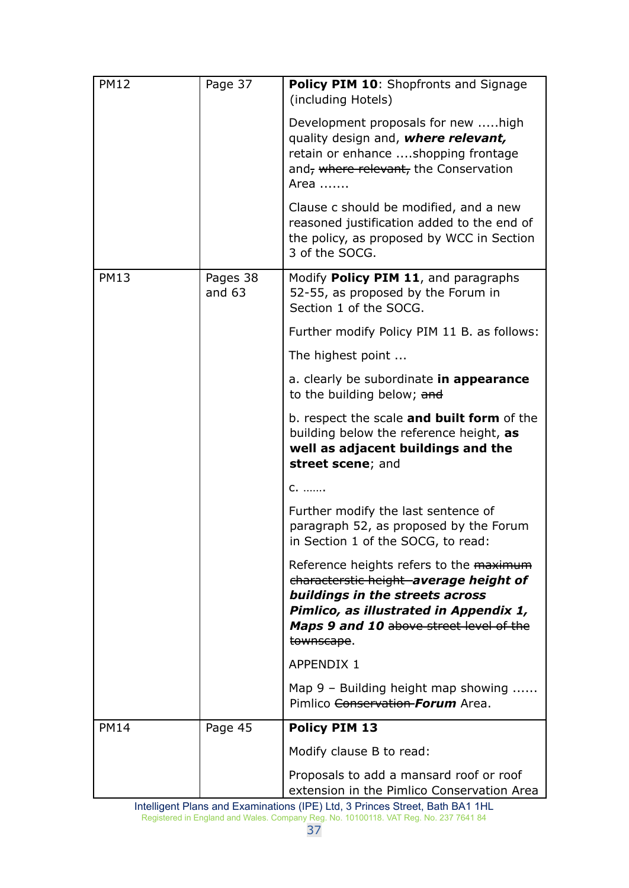| | | |
|---|---|---|
| PM12 | Page 37 | **Policy PIM 10**: Shopfronts and Signage (including Hotels)<br><br>Development proposals for new .....high quality design and, ***where relevant,*** retain or enhance ....shopping frontage and~~, where relevant,~~ the Conservation Area .......<br><br>Clause c should be modified, and a new reasoned justification added to the end of the policy, as proposed by WCC in Section 3 of the SOCG. |
| PM13 | Pages 38 and 63 | Modify **Policy PIM 11**, and paragraphs 52-55, as proposed by the Forum in Section 1 of the SOCG.<br><br>Further modify Policy PIM 11 B. as follows:<br><br>The highest point ...<br><br>a. clearly be subordinate **in appearance** to the building below; ~~and~~<br><br>b. respect the scale **and built form** of the building below the reference height, **as well as adjacent buildings and the street scene**; and<br><br>c. .......<br><br>Further modify the last sentence of paragraph 52, as proposed by the Forum in Section 1 of the SOCG, to read:<br><br>Reference heights refers to the ~~maximum characterstic height~~ ***average height of buildings in the streets across Pimlico, as illustrated in Appendix 1, Maps 9 and 10*** ~~above street level of the townscape~~.<br><br>APPENDIX 1<br><br>Map 9 – Building height map showing ...... Pimlico ~~Conservation~~ ***Forum*** Area. |
| PM14 | Page 45 | **Policy PIM 13**<br><br>Modify clause B to read:<br><br>Proposals to add a mansard roof or roof extension in the Pimlico Conservation Area |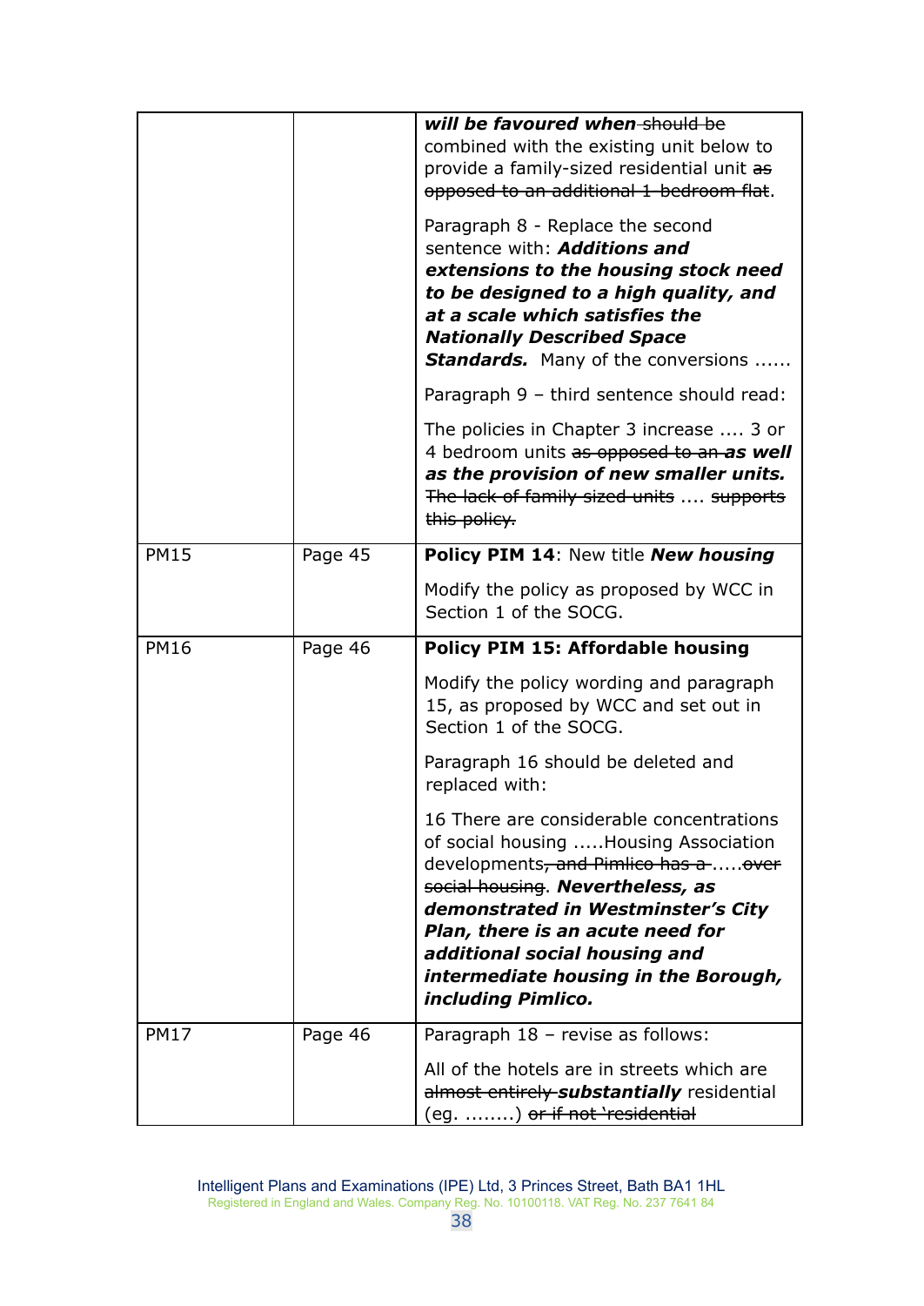| | | |
|---|---|---|
| | | ***will be favoured when*** ~~should be~~ combined with the existing unit below to provide a family-sized residential unit ~~as opposed to an additional 1-bedroom flat~~.<br><br>Paragraph 8 - Replace the second sentence with: ***Additions and extensions to the housing stock need to be designed to a high quality, and at a scale which satisfies the Nationally Described Space Standards.*** Many of the conversions ......<br><br>Paragraph 9 – third sentence should read:<br><br>The policies in Chapter 3 increase .... 3 or 4 bedroom units ~~as opposed to an~~ ***as well as the provision of new smaller units.*** ~~The lack of family sized units~~ .... ~~supports this policy.~~ |
| PM15 | Page 45 | **Policy PIM 14**: New title ***New housing***<br><br>Modify the policy as proposed by WCC in Section 1 of the SOCG. |
| PM16 | Page 46 | **Policy PIM 15: Affordable housing**<br><br>Modify the policy wording and paragraph 15, as proposed by WCC and set out in Section 1 of the SOCG.<br><br>Paragraph 16 should be deleted and replaced with:<br><br>16 There are considerable concentrations of social housing .....Housing Association developments~~, and Pimlico has a~~ .....~~over social housing~~. ***Nevertheless, as demonstrated in Westminster's City Plan, there is an acute need for additional social housing and intermediate housing in the Borough, including Pimlico.*** |
| PM17 | Page 46 | Paragraph 18 – revise as follows:<br><br>All of the hotels are in streets which are ~~almost entirely~~ ***substantially*** residential (eg. ........) ~~or if not 'residential~~ |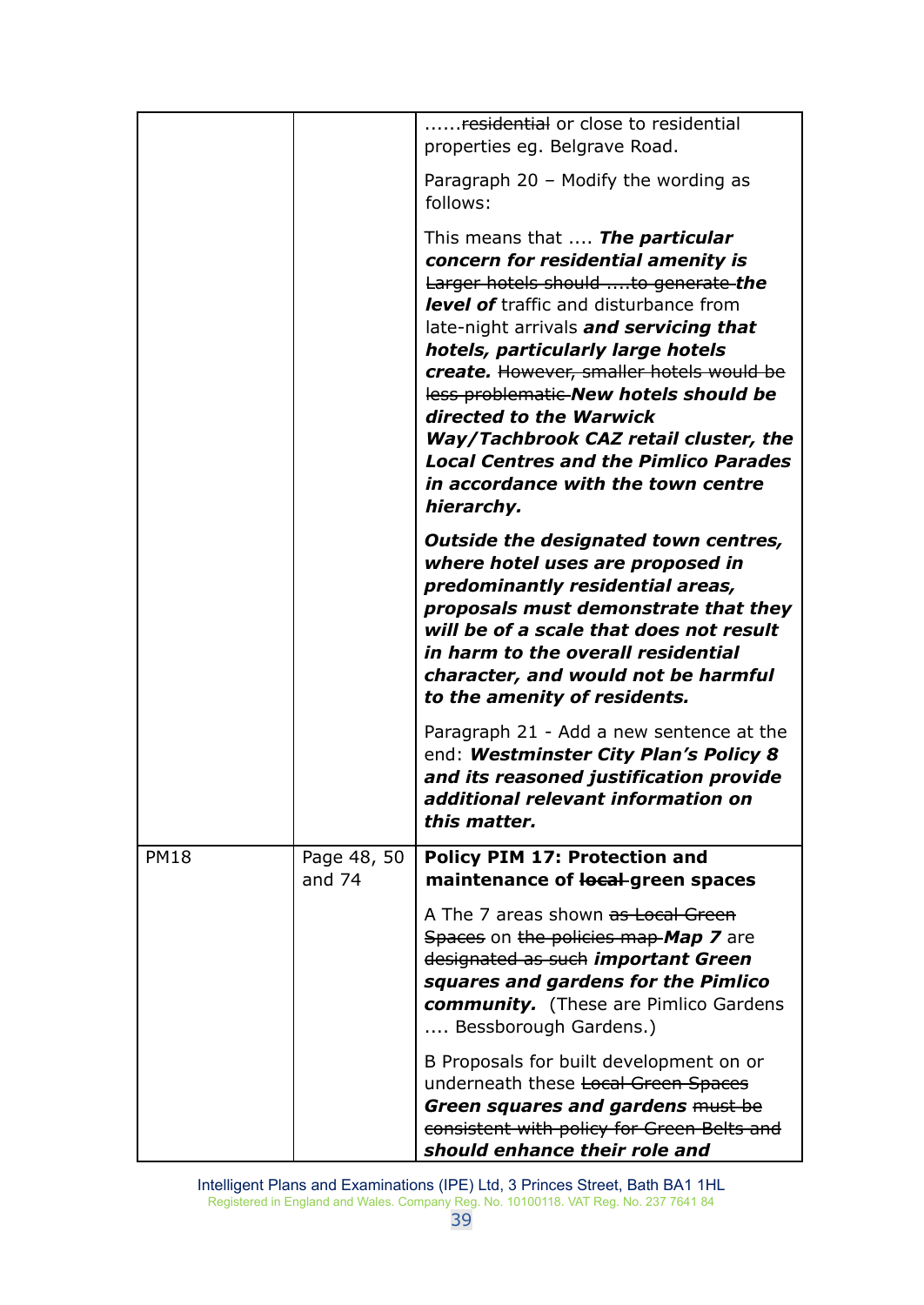| | | ......~~residential~~ or close to residential properties eg. Belgrave Road.<br><br>Paragraph 20 – Modify the wording as follows:<br><br>This means that .... ***The particular concern for residential amenity is*** ~~Larger hotels should ....to generate~~ ***the level of*** traffic and disturbance from late-night arrivals ***and servicing that hotels, particularly large hotels create.*** ~~However, smaller hotels would be less problematic~~ ***New hotels should be directed to the Warwick Way/Tachbrook CAZ retail cluster, the Local Centres and the Pimlico Parades in accordance with the town centre hierarchy.***<br><br>***Outside the designated town centres, where hotel uses are proposed in predominantly residential areas, proposals must demonstrate that they will be of a scale that does not result in harm to the overall residential character, and would not be harmful to the amenity of residents.***<br><br>Paragraph 21 - Add a new sentence at the end: ***Westminster City Plan's Policy 8 and its reasoned justification provide additional relevant information on this matter.*** |
|---|---|---|
| PM18 | Page 48, 50 and 74 | **Policy PIM 17: Protection and maintenance of ~~local~~ green spaces**<br><br>A The 7 areas shown ~~as Local Green Spaces~~ on ~~the policies map~~ ***Map 7*** are ~~designated as such~~ ***important Green squares and gardens for the Pimlico community.*** (These are Pimlico Gardens .... Bessborough Gardens.)<br><br>B Proposals for built development on or underneath these ~~Local Green Spaces~~ ***Green squares and gardens*** ~~must be consistent with policy for Green Belts and~~ ***should enhance their role and*** |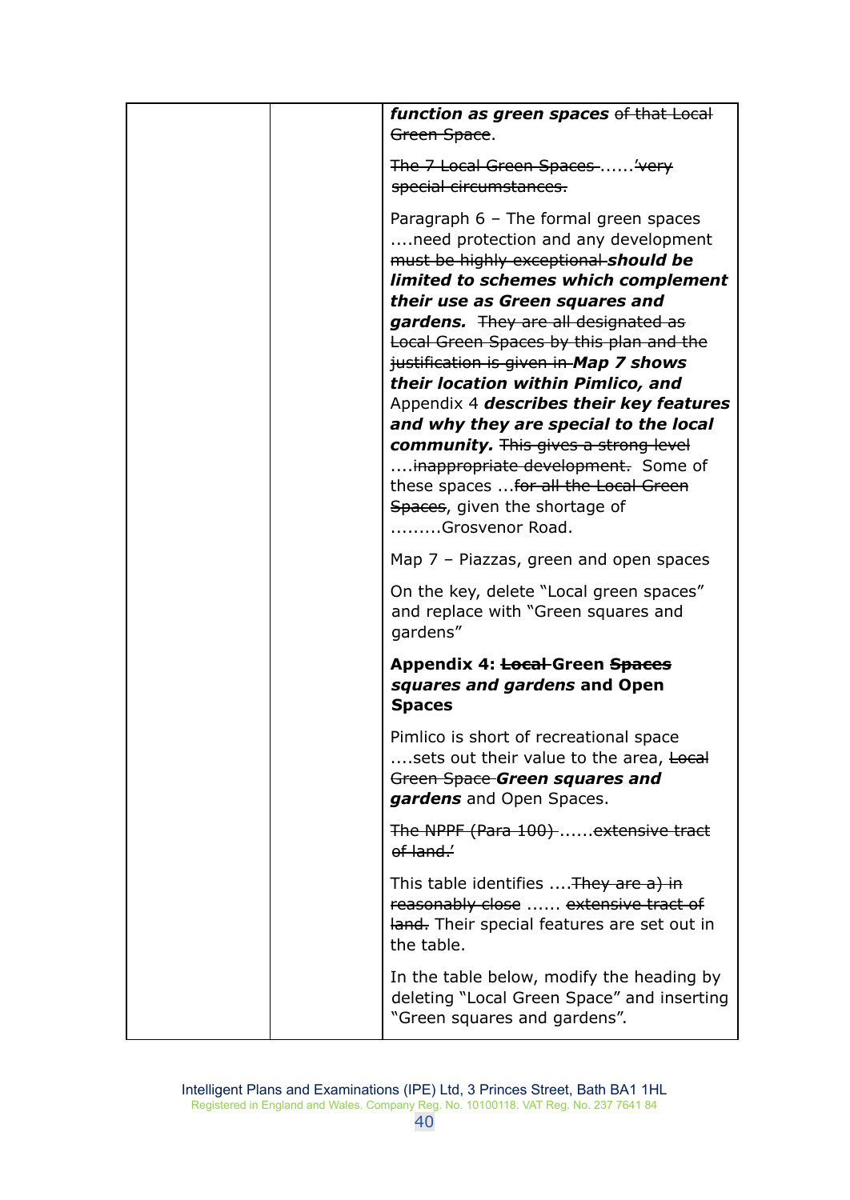| | | ***function as green spaces*** ~~of that Local Green Space~~.<br><br>~~The 7 Local Green Spaces~~ ......~~'very special circumstances.~~<br><br>Paragraph 6 – The formal green spaces ....need protection and any development ~~must be highly exceptional~~ ***should be limited to schemes which complement their use as Green squares and gardens.*** ~~They are all designated as Local Green Spaces by this plan and the justification is given in~~ ***Map 7 shows their location within Pimlico, and*** Appendix 4 ***describes their key features and why they are special to the local community.*** ~~This gives a strong level~~ ....~~inappropriate development.~~ Some of these spaces ...~~for all the Local Green Spaces~~, given the shortage of .........Grosvenor Road.<br><br>Map 7 – Piazzas, green and open spaces<br><br>On the key, delete "Local green spaces" and replace with "Green squares and gardens"<br><br>**Appendix 4: ~~Local~~ Green ~~Spaces~~ *squares and gardens* and Open Spaces**<br><br>Pimlico is short of recreational space ....sets out their value to the area, ~~Local Green Space~~ ***Green squares and gardens*** and Open Spaces.<br><br>~~The NPPF (Para 100)~~ ......~~extensive tract of land.'~~<br><br>This table identifies ....~~They are a) in reasonably close~~ ...... ~~extensive tract of land.~~ Their special features are set out in the table.<br><br>In the table below, modify the heading by deleting "Local Green Space" and inserting "Green squares and gardens". |
|---|---|---|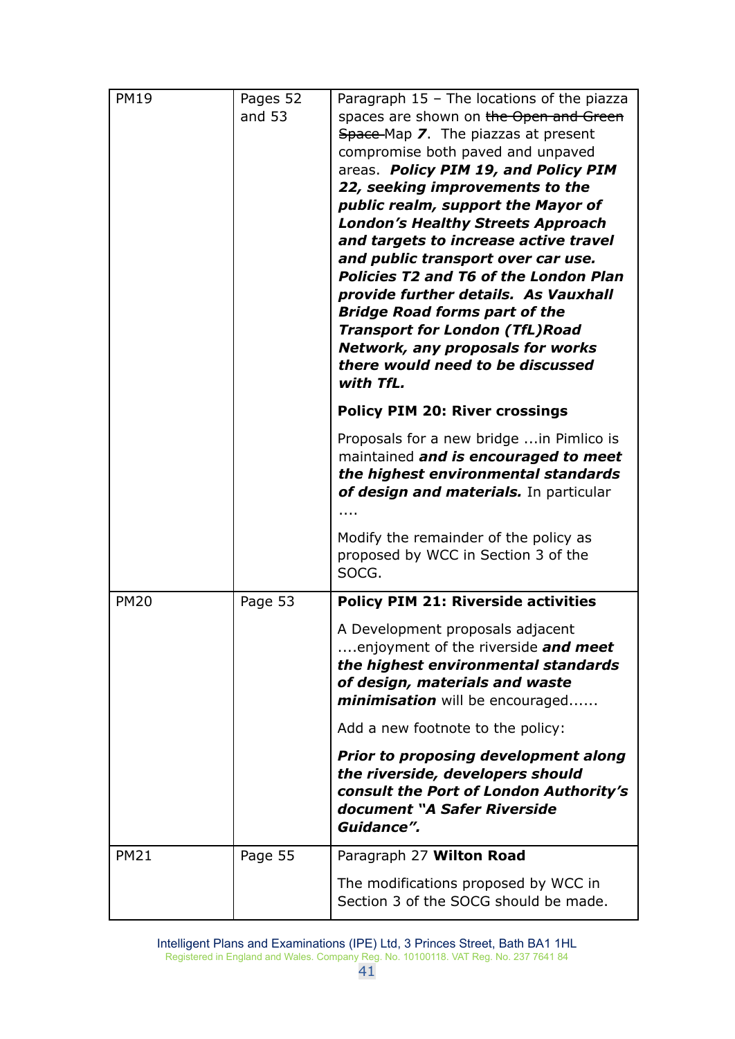| | | |
|---|---|---|
| PM19 | Pages 52 and 53 | Paragraph 15 – The locations of the piazza spaces are shown on ~~the Open and Green Space~~ Map ***7***. The piazzas at present compromise both paved and unpaved areas. ***Policy PIM 19, and Policy PIM 22, seeking improvements to the public realm, support the Mayor of London's Healthy Streets Approach and targets to increase active travel and public transport over car use. Policies T2 and T6 of the London Plan provide further details. As Vauxhall Bridge Road forms part of the Transport for London (TfL)Road Network, any proposals for works there would need to be discussed with TfL.*** <br><br> **Policy PIM 20: River crossings** <br><br> Proposals for a new bridge ...in Pimlico is maintained ***and is encouraged to meet the highest environmental standards of design and materials.*** In particular .... <br><br> Modify the remainder of the policy as proposed by WCC in Section 3 of the SOCG. |
| PM20 | Page 53 | **Policy PIM 21: Riverside activities** <br><br> A Development proposals adjacent ....enjoyment of the riverside ***and meet the highest environmental standards of design, materials and waste minimisation*** will be encouraged...... <br><br> Add a new footnote to the policy: <br><br> ***Prior to proposing development along the riverside, developers should consult the Port of London Authority's document "A Safer Riverside Guidance".*** |
| PM21 | Page 55 | Paragraph 27 **Wilton Road** <br><br> The modifications proposed by WCC in Section 3 of the SOCG should be made. |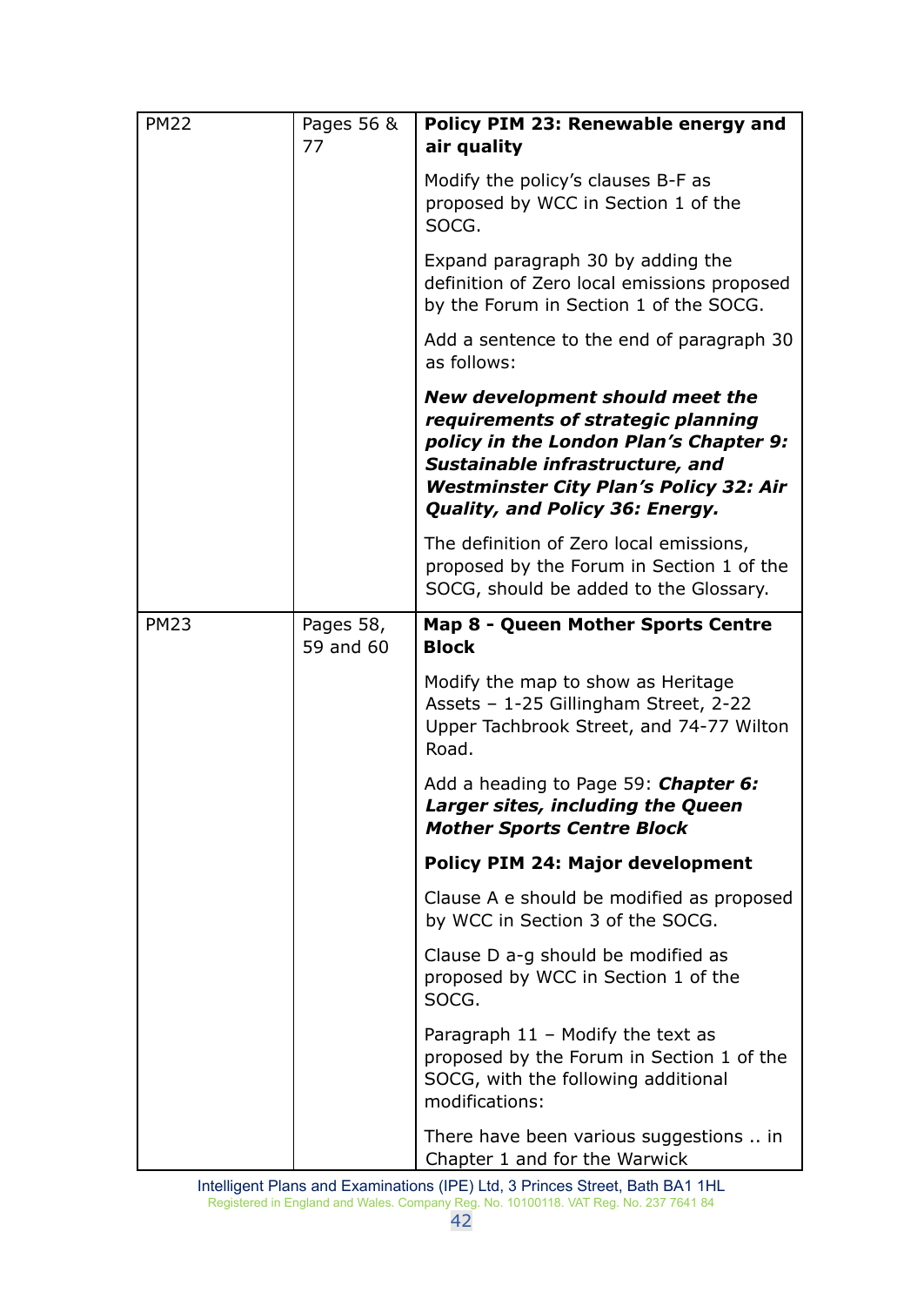| | | |
|---|---|---|
| PM22 | Pages 56 & 77 | **Policy PIM 23: Renewable energy and air quality**<br><br>Modify the policy's clauses B-F as proposed by WCC in Section 1 of the SOCG.<br><br>Expand paragraph 30 by adding the definition of Zero local emissions proposed by the Forum in Section 1 of the SOCG.<br><br>Add a sentence to the end of paragraph 30 as follows:<br><br>***New development should meet the requirements of strategic planning policy in the London Plan's Chapter 9: Sustainable infrastructure, and Westminster City Plan's Policy 32: Air Quality, and Policy 36: Energy.***<br><br>The definition of Zero local emissions, proposed by the Forum in Section 1 of the SOCG, should be added to the Glossary. |
| PM23 | Pages 58, 59 and 60 | **Map 8 - Queen Mother Sports Centre Block**<br><br>Modify the map to show as Heritage Assets – 1-25 Gillingham Street, 2-22 Upper Tachbrook Street, and 74-77 Wilton Road.<br><br>Add a heading to Page 59: ***Chapter 6: Larger sites, including the Queen Mother Sports Centre Block***<br><br>**Policy PIM 24: Major development**<br><br>Clause A e should be modified as proposed by WCC in Section 3 of the SOCG.<br><br>Clause D a-g should be modified as proposed by WCC in Section 1 of the SOCG.<br><br>Paragraph 11 – Modify the text as proposed by the Forum in Section 1 of the SOCG, with the following additional modifications:<br><br>There have been various suggestions .. in Chapter 1 and for the Warwick |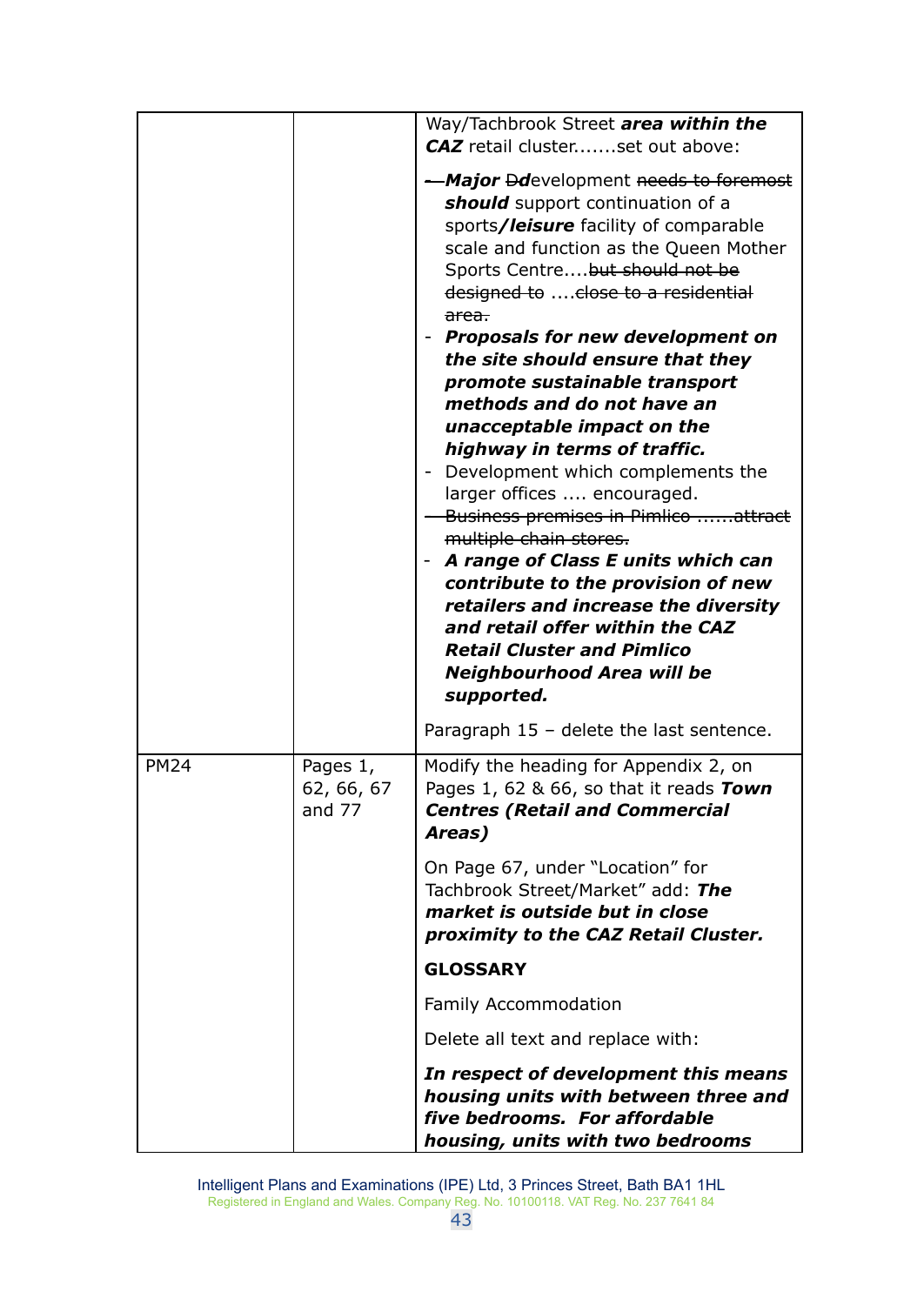| | | |
|---|---|---|
| | | Way/Tachbrook Street ***area within the CAZ*** retail cluster.......set out above:<br><br>~~-~~ ***Major*** ~~D~~***d***evelopment ~~needs to foremost~~ ***should*** support continuation of a sports***/leisure*** facility of comparable scale and function as the Queen Mother Sports Centre....~~but should not be designed to~~ ....~~close to a residential area.~~<br>- ***Proposals for new development on the site should ensure that they promote sustainable transport methods and do not have an unacceptable impact on the highway in terms of traffic.***<br>- Development which complements the larger offices .... encouraged.<br>~~- Business premises in Pimlico ......attract multiple chain stores.~~<br>- ***A range of Class E units which can contribute to the provision of new retailers and increase the diversity and retail offer within the CAZ Retail Cluster and Pimlico Neighbourhood Area will be supported.***<br><br>Paragraph 15 – delete the last sentence. |
| PM24 | Pages 1, 62, 66, 67 and 77 | Modify the heading for Appendix 2, on Pages 1, 62 & 66, so that it reads ***Town Centres (Retail and Commercial Areas)***<br><br>On Page 67, under "Location" for Tachbrook Street/Market" add: ***The market is outside but in close proximity to the CAZ Retail Cluster.***<br><br>**GLOSSARY**<br><br>Family Accommodation<br><br>Delete all text and replace with:<br><br>***In respect of development this means housing units with between three and five bedrooms. For affordable housing, units with two bedrooms*** |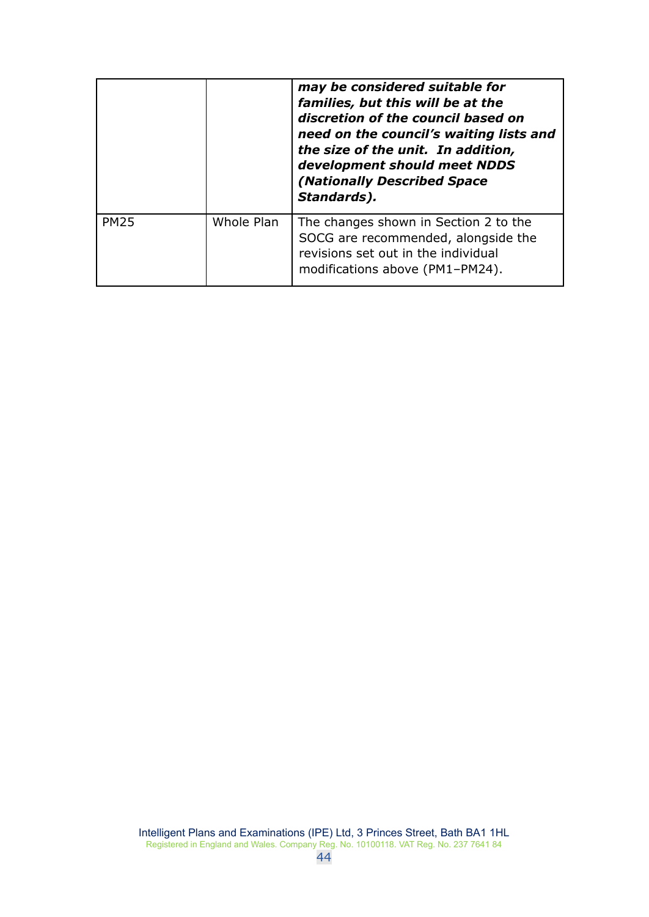| | | |
|---|---|---|
| | | ***may be considered suitable for families, but this will be at the discretion of the council based on need on the council's waiting lists and the size of the unit. In addition, development should meet NDDS (Nationally Described Space Standards).*** |
| PM25 | Whole Plan | The changes shown in Section 2 to the SOCG are recommended, alongside the revisions set out in the individual modifications above (PM1–PM24). |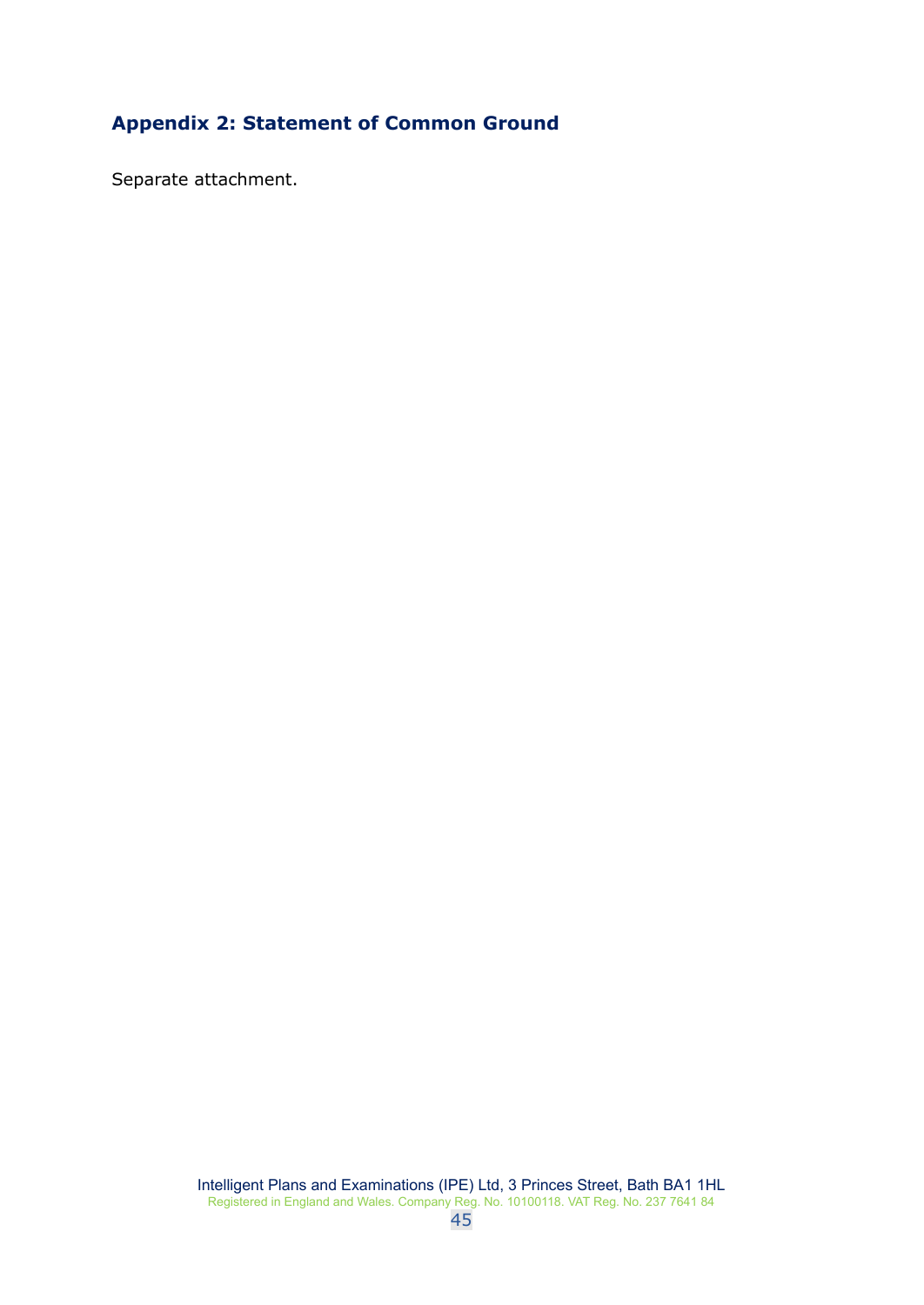## Appendix 2: Statement of Common Ground

Separate attachment.